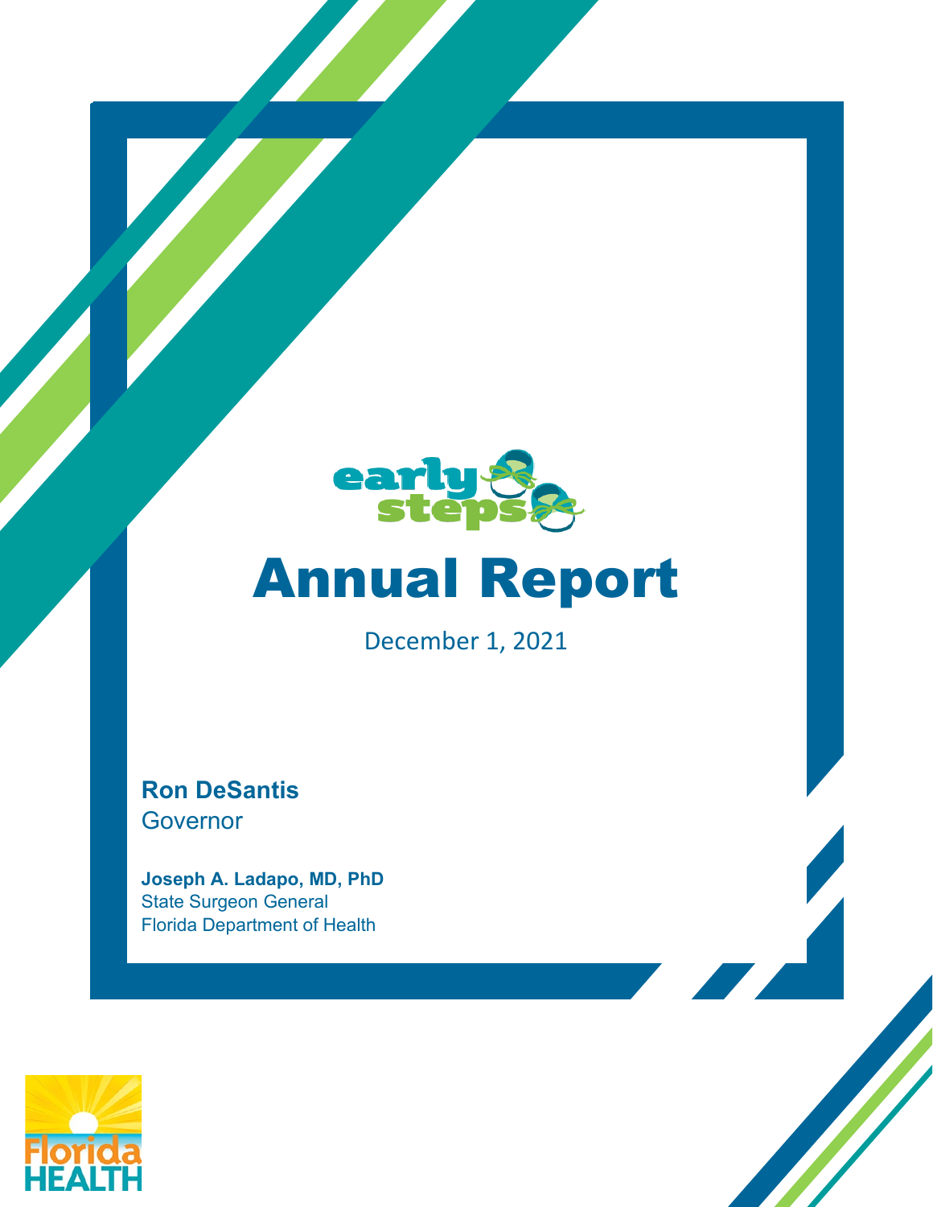early steps

# Annual Report

December 1, 2021

**Ron DeSantis**
Governor

**Joseph A. Ladapo, MD, PhD**
State Surgeon General
Florida Department of Health

Florida HEALTH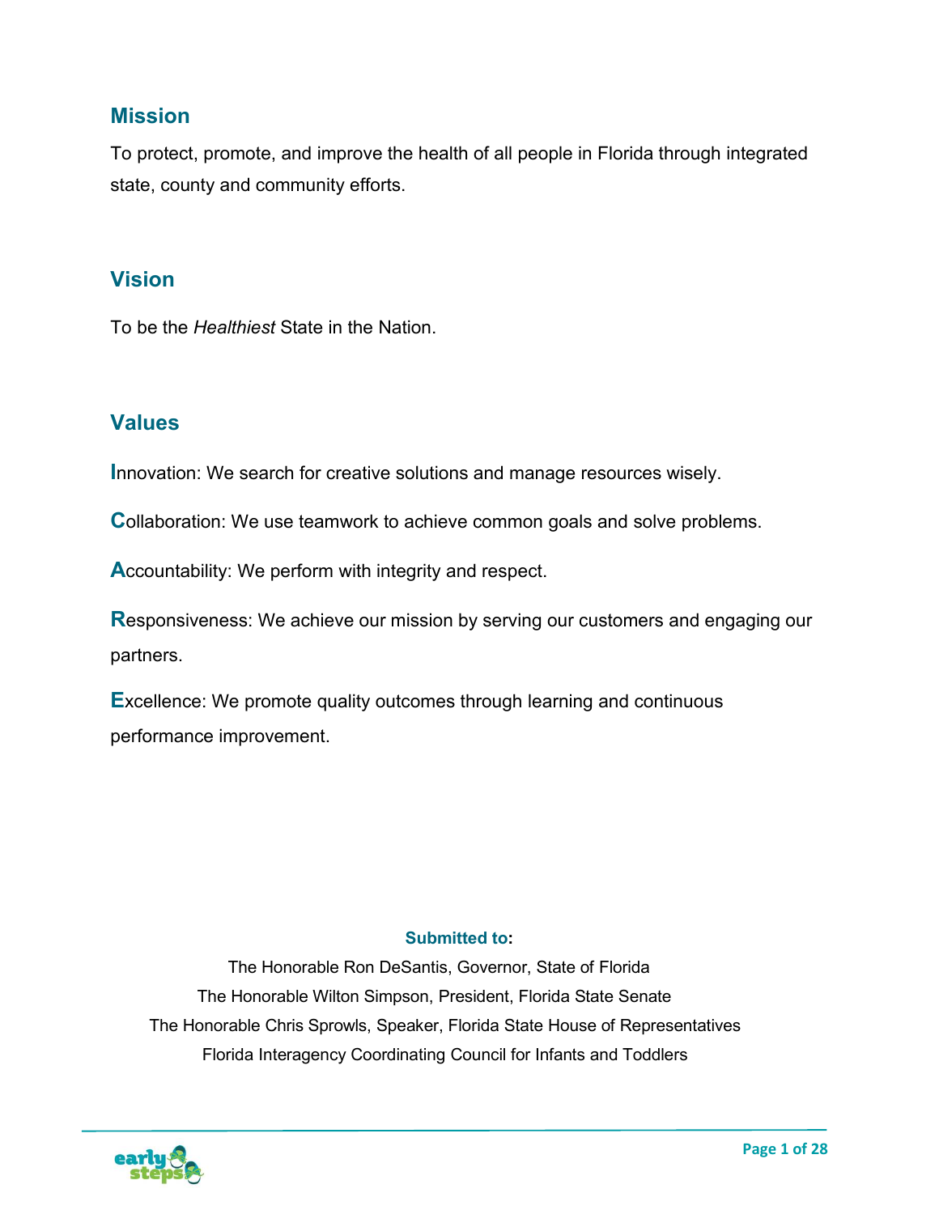## Mission

To protect, promote, and improve the health of all people in Florida through integrated state, county and community efforts.

## Vision

To be the *Healthiest* State in the Nation.

## Values

**I**nnovation: We search for creative solutions and manage resources wisely.

**C**ollaboration: We use teamwork to achieve common goals and solve problems.

**A**ccountability: We perform with integrity and respect.

**R**esponsiveness: We achieve our mission by serving our customers and engaging our partners.

**E**xcellence: We promote quality outcomes through learning and continuous performance improvement.

**Submitted to:**

The Honorable Ron DeSantis, Governor, State of Florida

The Honorable Wilton Simpson, President, Florida State Senate

The Honorable Chris Sprowls, Speaker, Florida State House of Representatives

Florida Interagency Coordinating Council for Infants and Toddlers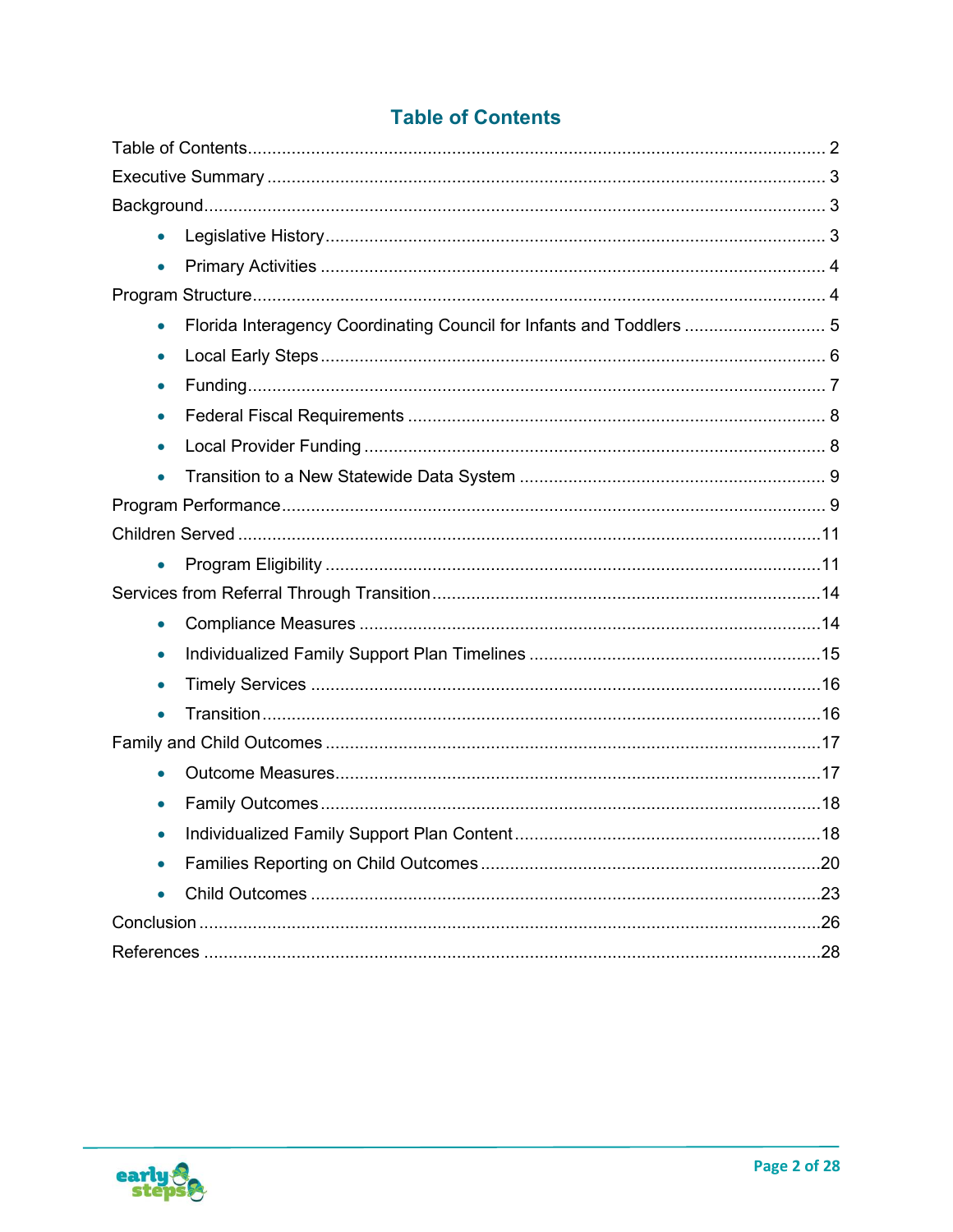## Table of Contents

Table of Contents ........................................................................................................ 2

Executive Summary ..................................................................................................... 3

Background.................................................................................................................. 3

- Legislative History ......................................................................................... 3
- Primary Activities .......................................................................................... 4

Program Structure........................................................................................................ 4

- Florida Interagency Coordinating Council for Infants and Toddlers ............................. 5
- Local Early Steps ......................................................................................... 6
- Funding......................................................................................................... 7
- Federal Fiscal Requirements ........................................................................ 8
- Local Provider Funding ................................................................................. 8
- Transition to a New Statewide Data System ................................................ 9

Program Performance.................................................................................................. 9

Children Served .......................................................................................................... 11

- Program Eligibility ........................................................................................ 11

Services from Referral Through Transition.................................................................. 14

- Compliance Measures ................................................................................. 14
- Individualized Family Support Plan Timelines .............................................. 15
- Timely Services ........................................................................................... 16
- Transition..................................................................................................... 16

Family and Child Outcomes ........................................................................................ 17

- Outcome Measures...................................................................................... 17
- Family Outcomes ........................................................................................ 18
- Individualized Family Support Plan Content ................................................. 18
- Families Reporting on Child Outcomes ........................................................ 20
- Child Outcomes ........................................................................................... 23

Conclusion .................................................................................................................. 26

References ................................................................................................................. 28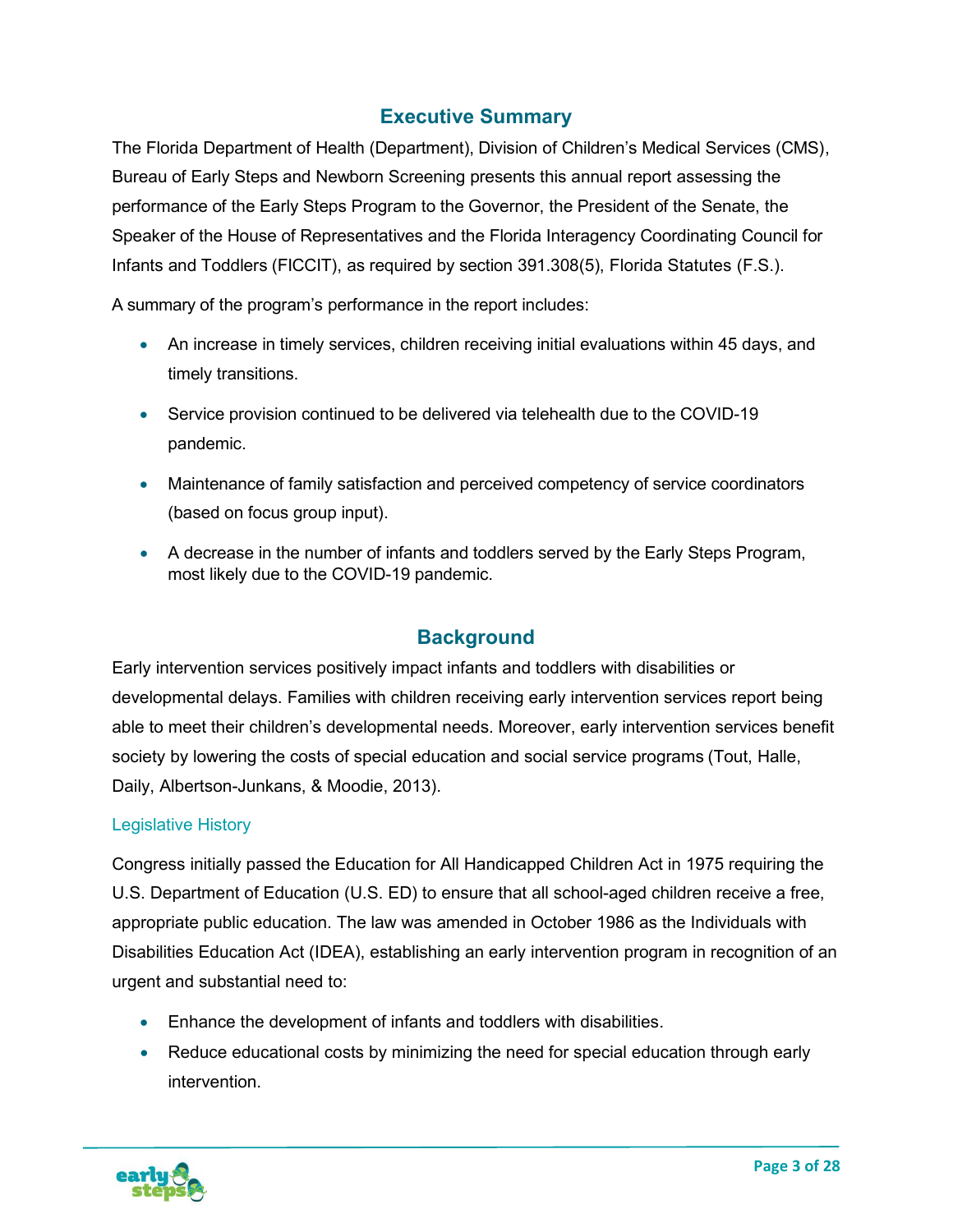## Executive Summary

The Florida Department of Health (Department), Division of Children's Medical Services (CMS), Bureau of Early Steps and Newborn Screening presents this annual report assessing the performance of the Early Steps Program to the Governor, the President of the Senate, the Speaker of the House of Representatives and the Florida Interagency Coordinating Council for Infants and Toddlers (FICCIT), as required by section 391.308(5), Florida Statutes (F.S.).

A summary of the program's performance in the report includes:

- An increase in timely services, children receiving initial evaluations within 45 days, and timely transitions.
- Service provision continued to be delivered via telehealth due to the COVID-19 pandemic.
- Maintenance of family satisfaction and perceived competency of service coordinators (based on focus group input).
- A decrease in the number of infants and toddlers served by the Early Steps Program, most likely due to the COVID-19 pandemic.

## Background

Early intervention services positively impact infants and toddlers with disabilities or developmental delays. Families with children receiving early intervention services report being able to meet their children's developmental needs. Moreover, early intervention services benefit society by lowering the costs of special education and social service programs (Tout, Halle, Daily, Albertson-Junkans, & Moodie, 2013).

### Legislative History

Congress initially passed the Education for All Handicapped Children Act in 1975 requiring the U.S. Department of Education (U.S. ED) to ensure that all school-aged children receive a free, appropriate public education. The law was amended in October 1986 as the Individuals with Disabilities Education Act (IDEA), establishing an early intervention program in recognition of an urgent and substantial need to:

- Enhance the development of infants and toddlers with disabilities.
- Reduce educational costs by minimizing the need for special education through early intervention.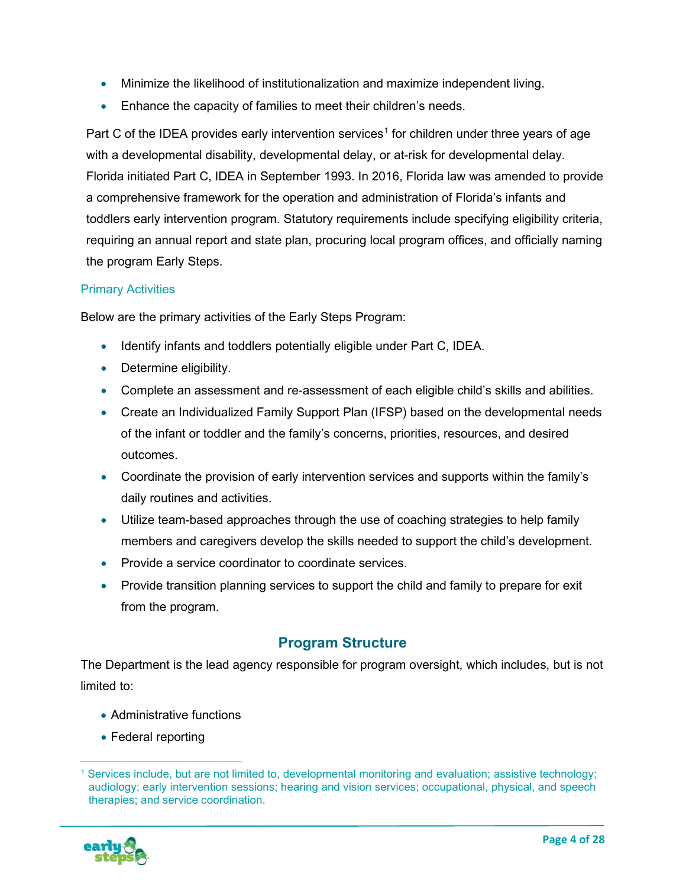- Minimize the likelihood of institutionalization and maximize independent living.
- Enhance the capacity of families to meet their children's needs.

Part C of the IDEA provides early intervention services[1] for children under three years of age with a developmental disability, developmental delay, or at-risk for developmental delay. Florida initiated Part C, IDEA in September 1993. In 2016, Florida law was amended to provide a comprehensive framework for the operation and administration of Florida's infants and toddlers early intervention program. Statutory requirements include specifying eligibility criteria, requiring an annual report and state plan, procuring local program offices, and officially naming the program Early Steps.

### Primary Activities

Below are the primary activities of the Early Steps Program:

- Identify infants and toddlers potentially eligible under Part C, IDEA.
- Determine eligibility.
- Complete an assessment and re-assessment of each eligible child's skills and abilities.
- Create an Individualized Family Support Plan (IFSP) based on the developmental needs of the infant or toddler and the family's concerns, priorities, resources, and desired outcomes.
- Coordinate the provision of early intervention services and supports within the family's daily routines and activities.
- Utilize team-based approaches through the use of coaching strategies to help family members and caregivers develop the skills needed to support the child's development.
- Provide a service coordinator to coordinate services.
- Provide transition planning services to support the child and family to prepare for exit from the program.

## Program Structure

The Department is the lead agency responsible for program oversight, which includes, but is not limited to:

- Administrative functions
- Federal reporting

[1] Services include, but are not limited to, developmental monitoring and evaluation; assistive technology; audiology; early intervention sessions; hearing and vision services; occupational, physical, and speech therapies; and service coordination.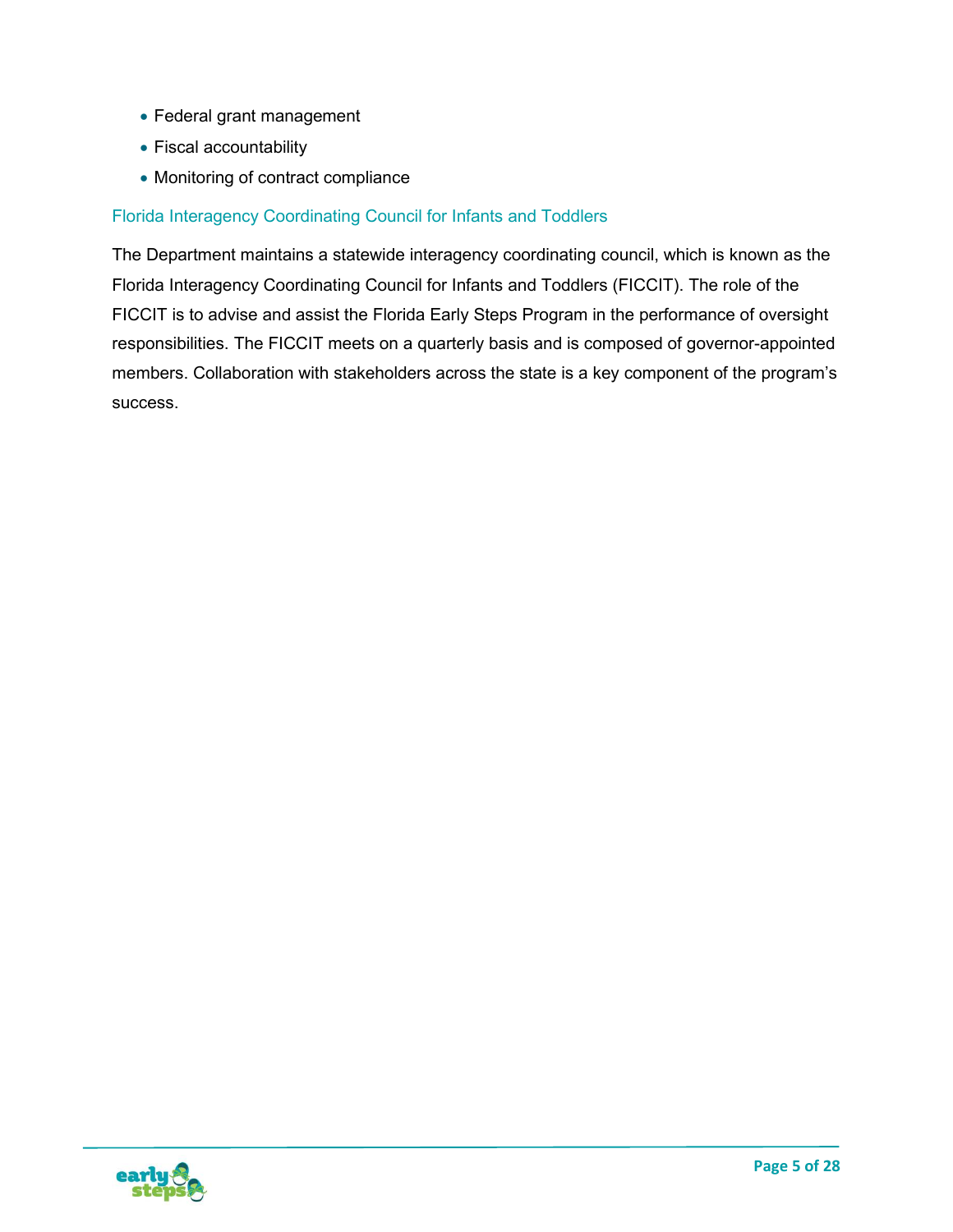- Federal grant management
- Fiscal accountability
- Monitoring of contract compliance

### Florida Interagency Coordinating Council for Infants and Toddlers

The Department maintains a statewide interagency coordinating council, which is known as the Florida Interagency Coordinating Council for Infants and Toddlers (FICCIT). The role of the FICCIT is to advise and assist the Florida Early Steps Program in the performance of oversight responsibilities. The FICCIT meets on a quarterly basis and is composed of governor-appointed members. Collaboration with stakeholders across the state is a key component of the program's success.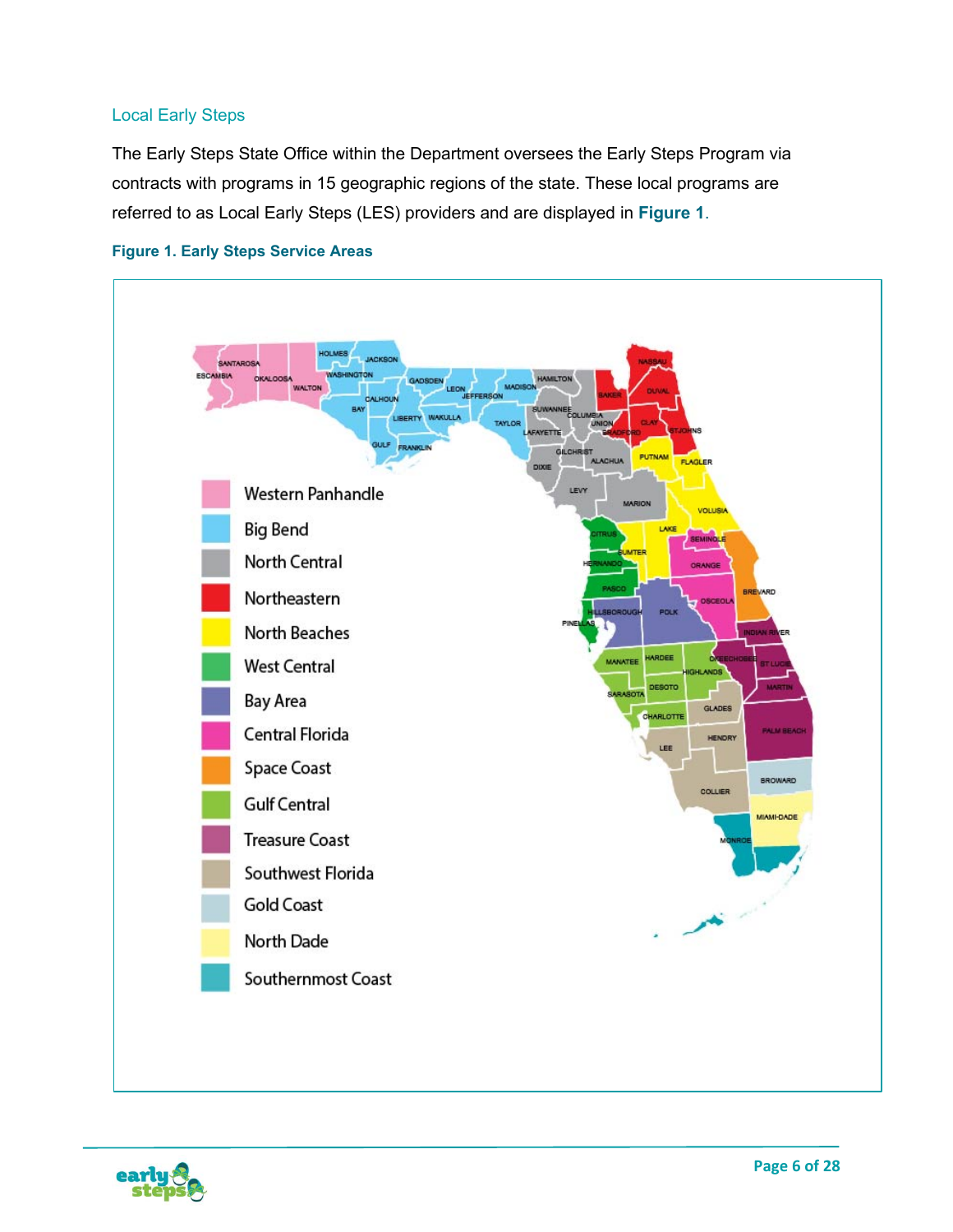## Local Early Steps

The Early Steps State Office within the Department oversees the Early Steps Program via contracts with programs in 15 geographic regions of the state. These local programs are referred to as Local Early Steps (LES) providers and are displayed in **Figure 1**.

**Figure 1. Early Steps Service Areas**

- Western Panhandle
- Big Bend
- North Central
- Northeastern
- North Beaches
- West Central
- Bay Area
- Central Florida
- Space Coast
- Gulf Central
- Treasure Coast
- Southwest Florida
- Gold Coast
- North Dade
- Southernmost Coast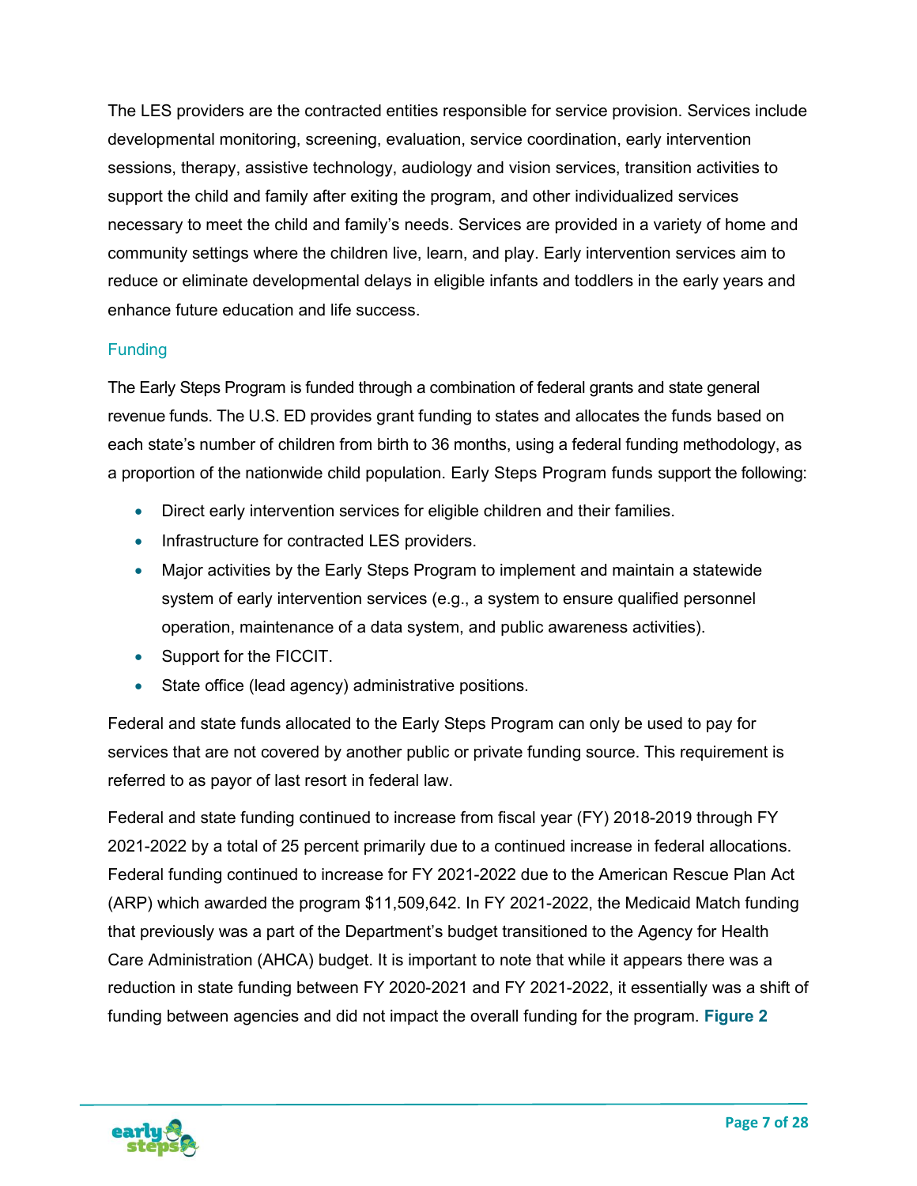The LES providers are the contracted entities responsible for service provision. Services include developmental monitoring, screening, evaluation, service coordination, early intervention sessions, therapy, assistive technology, audiology and vision services, transition activities to support the child and family after exiting the program, and other individualized services necessary to meet the child and family's needs. Services are provided in a variety of home and community settings where the children live, learn, and play. Early intervention services aim to reduce or eliminate developmental delays in eligible infants and toddlers in the early years and enhance future education and life success.

### Funding

The Early Steps Program is funded through a combination of federal grants and state general revenue funds. The U.S. ED provides grant funding to states and allocates the funds based on each state's number of children from birth to 36 months, using a federal funding methodology, as a proportion of the nationwide child population. Early Steps Program funds support the following:

- Direct early intervention services for eligible children and their families.
- Infrastructure for contracted LES providers.
- Major activities by the Early Steps Program to implement and maintain a statewide system of early intervention services (e.g., a system to ensure qualified personnel operation, maintenance of a data system, and public awareness activities).
- Support for the FICCIT.
- State office (lead agency) administrative positions.

Federal and state funds allocated to the Early Steps Program can only be used to pay for services that are not covered by another public or private funding source. This requirement is referred to as payor of last resort in federal law.

Federal and state funding continued to increase from fiscal year (FY) 2018-2019 through FY 2021-2022 by a total of 25 percent primarily due to a continued increase in federal allocations. Federal funding continued to increase for FY 2021-2022 due to the American Rescue Plan Act (ARP) which awarded the program $11,509,642. In FY 2021-2022, the Medicaid Match funding that previously was a part of the Department's budget transitioned to the Agency for Health Care Administration (AHCA) budget. It is important to note that while it appears there was a reduction in state funding between FY 2020-2021 and FY 2021-2022, it essentially was a shift of funding between agencies and did not impact the overall funding for the program. **Figure 2**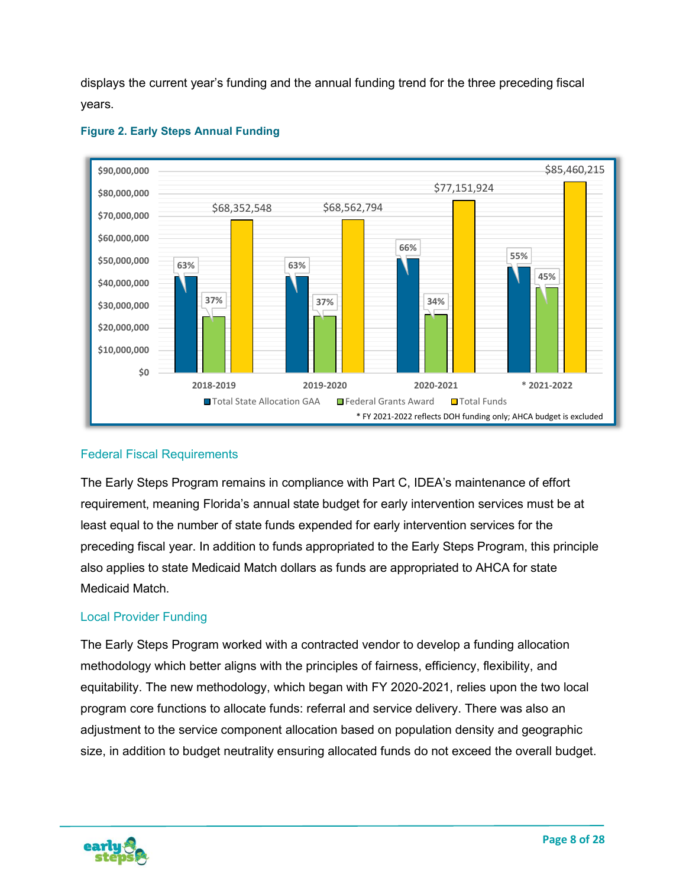displays the current year's funding and the annual funding trend for the three preceding fiscal years.

**Figure 2. Early Steps Annual Funding**

| Fiscal Year | Total State Allocation GAA | Federal Grants Award | Total Funds |
|---|---|---|---|
| 2018-2019 | 63% | 37% | $68,352,548 |
| 2019-2020 | 63% | 37% | $68,562,794 |
| 2020-2021 | 66% | 34% | $77,151,924 |
| * 2021-2022 | 55% | 45% | $85,460,215 |

\* FY 2021-2022 reflects DOH funding only; AHCA budget is excluded

## Federal Fiscal Requirements

The Early Steps Program remains in compliance with Part C, IDEA's maintenance of effort requirement, meaning Florida's annual state budget for early intervention services must be at least equal to the number of state funds expended for early intervention services for the preceding fiscal year. In addition to funds appropriated to the Early Steps Program, this principle also applies to state Medicaid Match dollars as funds are appropriated to AHCA for state Medicaid Match.

## Local Provider Funding

The Early Steps Program worked with a contracted vendor to develop a funding allocation methodology which better aligns with the principles of fairness, efficiency, flexibility, and equitability. The new methodology, which began with FY 2020-2021, relies upon the two local program core functions to allocate funds: referral and service delivery. There was also an adjustment to the service component allocation based on population density and geographic size, in addition to budget neutrality ensuring allocated funds do not exceed the overall budget.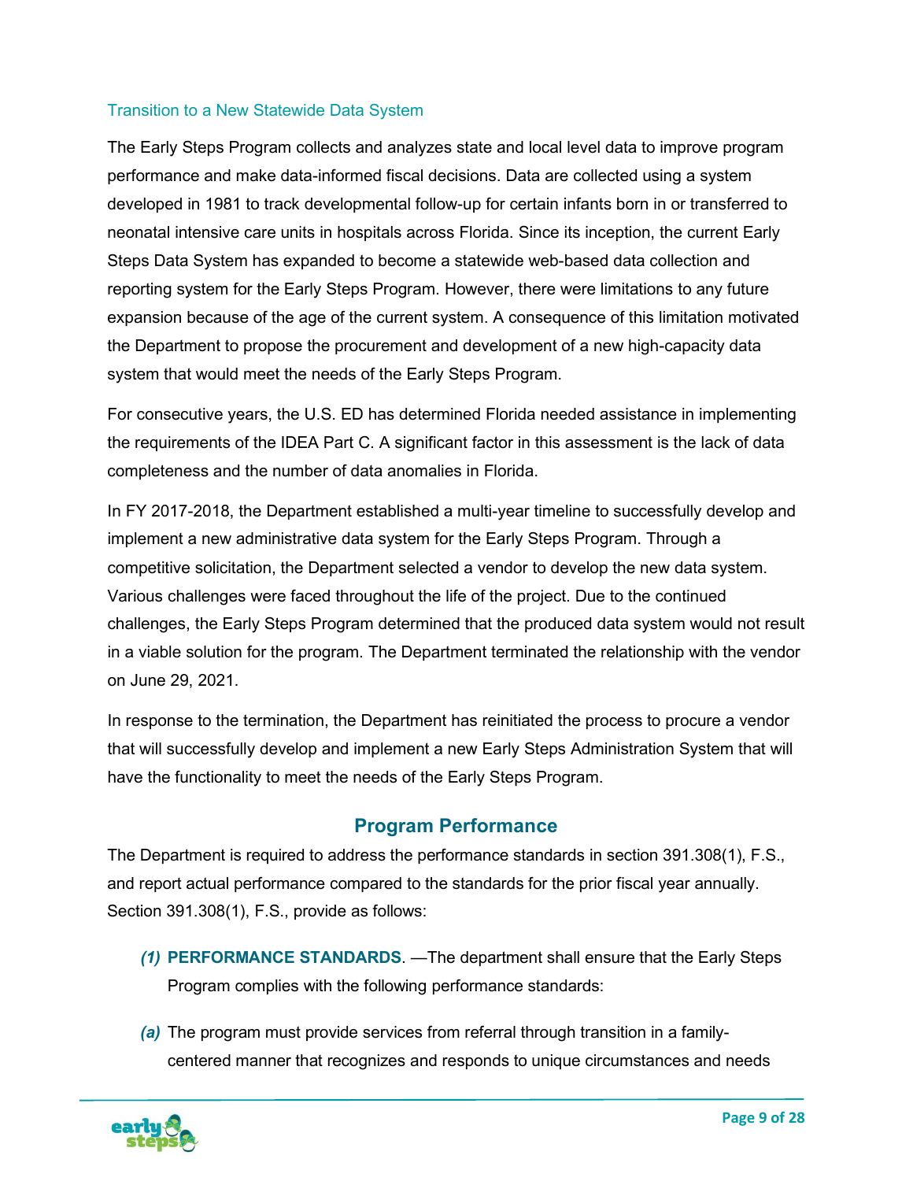### Transition to a New Statewide Data System

The Early Steps Program collects and analyzes state and local level data to improve program performance and make data-informed fiscal decisions. Data are collected using a system developed in 1981 to track developmental follow-up for certain infants born in or transferred to neonatal intensive care units in hospitals across Florida. Since its inception, the current Early Steps Data System has expanded to become a statewide web-based data collection and reporting system for the Early Steps Program. However, there were limitations to any future expansion because of the age of the current system. A consequence of this limitation motivated the Department to propose the procurement and development of a new high-capacity data system that would meet the needs of the Early Steps Program.

For consecutive years, the U.S. ED has determined Florida needed assistance in implementing the requirements of the IDEA Part C. A significant factor in this assessment is the lack of data completeness and the number of data anomalies in Florida.

In FY 2017-2018, the Department established a multi-year timeline to successfully develop and implement a new administrative data system for the Early Steps Program. Through a competitive solicitation, the Department selected a vendor to develop the new data system. Various challenges were faced throughout the life of the project. Due to the continued challenges, the Early Steps Program determined that the produced data system would not result in a viable solution for the program. The Department terminated the relationship with the vendor on June 29, 2021.

In response to the termination, the Department has reinitiated the process to procure a vendor that will successfully develop and implement a new Early Steps Administration System that will have the functionality to meet the needs of the Early Steps Program.

## Program Performance

The Department is required to address the performance standards in section 391.308(1), F.S., and report actual performance compared to the standards for the prior fiscal year annually. Section 391.308(1), F.S., provide as follows:

*(1)* **PERFORMANCE STANDARDS**. —The department shall ensure that the Early Steps Program complies with the following performance standards:

*(a)* The program must provide services from referral through transition in a family-centered manner that recognizes and responds to unique circumstances and needs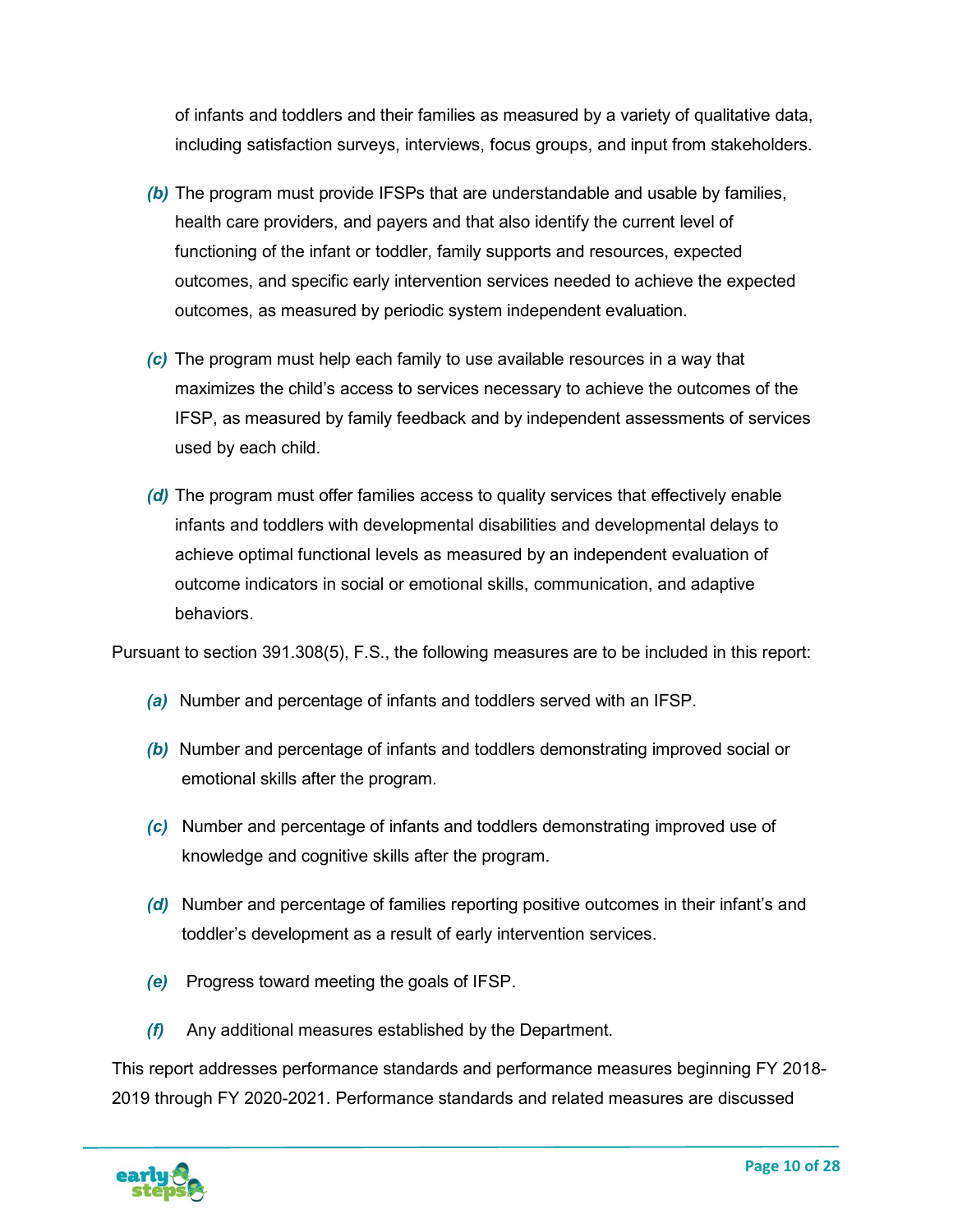of infants and toddlers and their families as measured by a variety of qualitative data, including satisfaction surveys, interviews, focus groups, and input from stakeholders.

*(b)* The program must provide IFSPs that are understandable and usable by families, health care providers, and payers and that also identify the current level of functioning of the infant or toddler, family supports and resources, expected outcomes, and specific early intervention services needed to achieve the expected outcomes, as measured by periodic system independent evaluation.

*(c)* The program must help each family to use available resources in a way that maximizes the child's access to services necessary to achieve the outcomes of the IFSP, as measured by family feedback and by independent assessments of services used by each child.

*(d)* The program must offer families access to quality services that effectively enable infants and toddlers with developmental disabilities and developmental delays to achieve optimal functional levels as measured by an independent evaluation of outcome indicators in social or emotional skills, communication, and adaptive behaviors.

Pursuant to section 391.308(5), F.S., the following measures are to be included in this report:

*(a)* Number and percentage of infants and toddlers served with an IFSP.

*(b)* Number and percentage of infants and toddlers demonstrating improved social or emotional skills after the program.

*(c)* Number and percentage of infants and toddlers demonstrating improved use of knowledge and cognitive skills after the program.

*(d)* Number and percentage of families reporting positive outcomes in their infant's and toddler's development as a result of early intervention services.

*(e)* Progress toward meeting the goals of IFSP.

*(f)* Any additional measures established by the Department.

This report addresses performance standards and performance measures beginning FY 2018-2019 through FY 2020-2021. Performance standards and related measures are discussed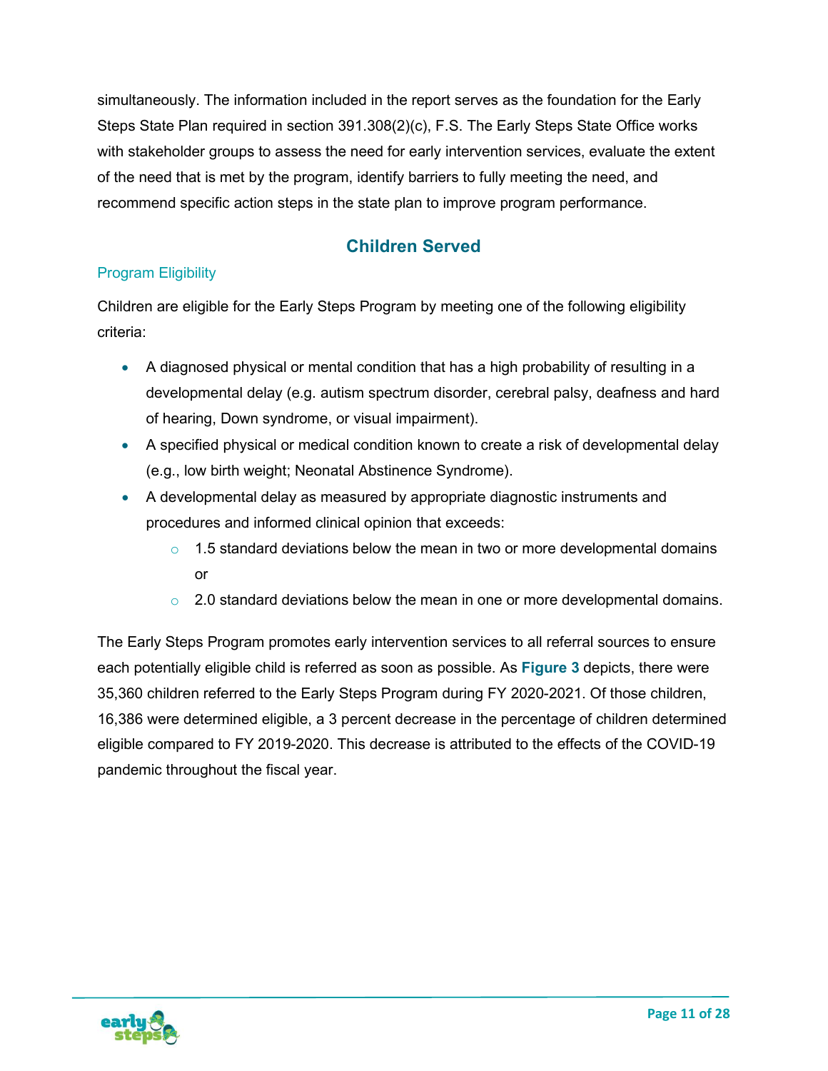simultaneously. The information included in the report serves as the foundation for the Early Steps State Plan required in section 391.308(2)(c), F.S. The Early Steps State Office works with stakeholder groups to assess the need for early intervention services, evaluate the extent of the need that is met by the program, identify barriers to fully meeting the need, and recommend specific action steps in the state plan to improve program performance.

## Children Served

### Program Eligibility

Children are eligible for the Early Steps Program by meeting one of the following eligibility criteria:

- A diagnosed physical or mental condition that has a high probability of resulting in a developmental delay (e.g. autism spectrum disorder, cerebral palsy, deafness and hard of hearing, Down syndrome, or visual impairment).
- A specified physical or medical condition known to create a risk of developmental delay (e.g., low birth weight; Neonatal Abstinence Syndrome).
- A developmental delay as measured by appropriate diagnostic instruments and procedures and informed clinical opinion that exceeds:
  - 1.5 standard deviations below the mean in two or more developmental domains or
  - 2.0 standard deviations below the mean in one or more developmental domains.

The Early Steps Program promotes early intervention services to all referral sources to ensure each potentially eligible child is referred as soon as possible. As **Figure 3** depicts, there were 35,360 children referred to the Early Steps Program during FY 2020-2021. Of those children, 16,386 were determined eligible, a 3 percent decrease in the percentage of children determined eligible compared to FY 2019-2020. This decrease is attributed to the effects of the COVID-19 pandemic throughout the fiscal year.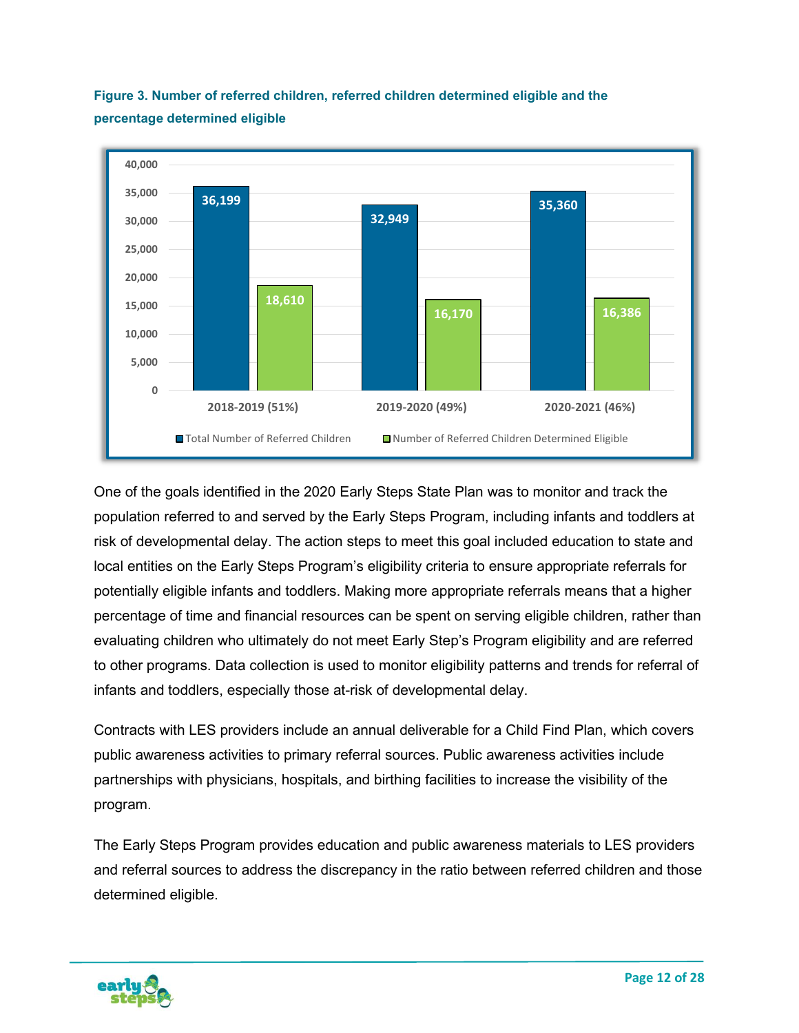**Figure 3. Number of referred children, referred children determined eligible and the percentage determined eligible**

| | Total Number of Referred Children | Number of Referred Children Determined Eligible |
|---|---|---|
| 2018-2019 (51%) | 36,199 | 18,610 |
| 2019-2020 (49%) | 32,949 | 16,170 |
| 2020-2021 (46%) | 35,360 | 16,386 |

One of the goals identified in the 2020 Early Steps State Plan was to monitor and track the population referred to and served by the Early Steps Program, including infants and toddlers at risk of developmental delay. The action steps to meet this goal included education to state and local entities on the Early Steps Program's eligibility criteria to ensure appropriate referrals for potentially eligible infants and toddlers. Making more appropriate referrals means that a higher percentage of time and financial resources can be spent on serving eligible children, rather than evaluating children who ultimately do not meet Early Step's Program eligibility and are referred to other programs. Data collection is used to monitor eligibility patterns and trends for referral of infants and toddlers, especially those at-risk of developmental delay.

Contracts with LES providers include an annual deliverable for a Child Find Plan, which covers public awareness activities to primary referral sources. Public awareness activities include partnerships with physicians, hospitals, and birthing facilities to increase the visibility of the program.

The Early Steps Program provides education and public awareness materials to LES providers and referral sources to address the discrepancy in the ratio between referred children and those determined eligible.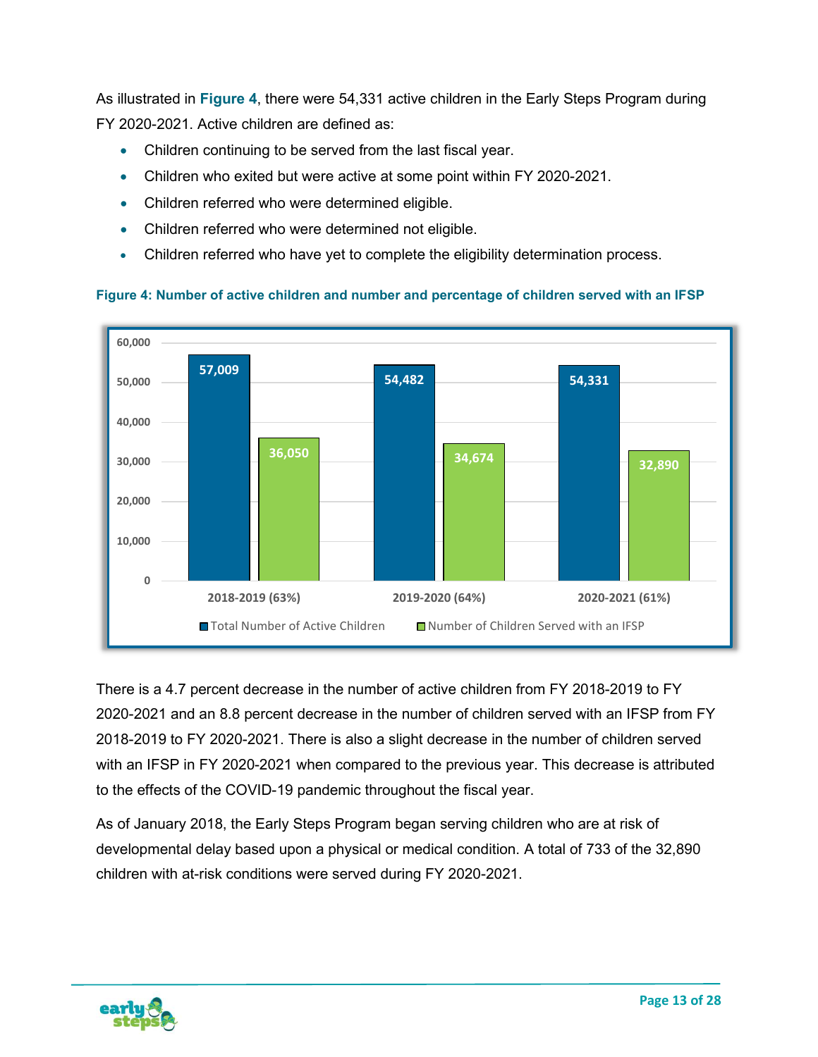As illustrated in **Figure 4**, there were 54,331 active children in the Early Steps Program during FY 2020-2021. Active children are defined as:

- Children continuing to be served from the last fiscal year.
- Children who exited but were active at some point within FY 2020-2021.
- Children referred who were determined eligible.
- Children referred who were determined not eligible.
- Children referred who have yet to complete the eligibility determination process.

**Figure 4: Number of active children and number and percentage of children served with an IFSP**

| | Total Number of Active Children | Number of Children Served with an IFSP |
|---|---|---|
| 2018-2019 (63%) | 57,009 | 36,050 |
| 2019-2020 (64%) | 54,482 | 34,674 |
| 2020-2021 (61%) | 54,331 | 32,890 |

There is a 4.7 percent decrease in the number of active children from FY 2018-2019 to FY 2020-2021 and an 8.8 percent decrease in the number of children served with an IFSP from FY 2018-2019 to FY 2020-2021. There is also a slight decrease in the number of children served with an IFSP in FY 2020-2021 when compared to the previous year. This decrease is attributed to the effects of the COVID-19 pandemic throughout the fiscal year.

As of January 2018, the Early Steps Program began serving children who are at risk of developmental delay based upon a physical or medical condition. A total of 733 of the 32,890 children with at-risk conditions were served during FY 2020-2021.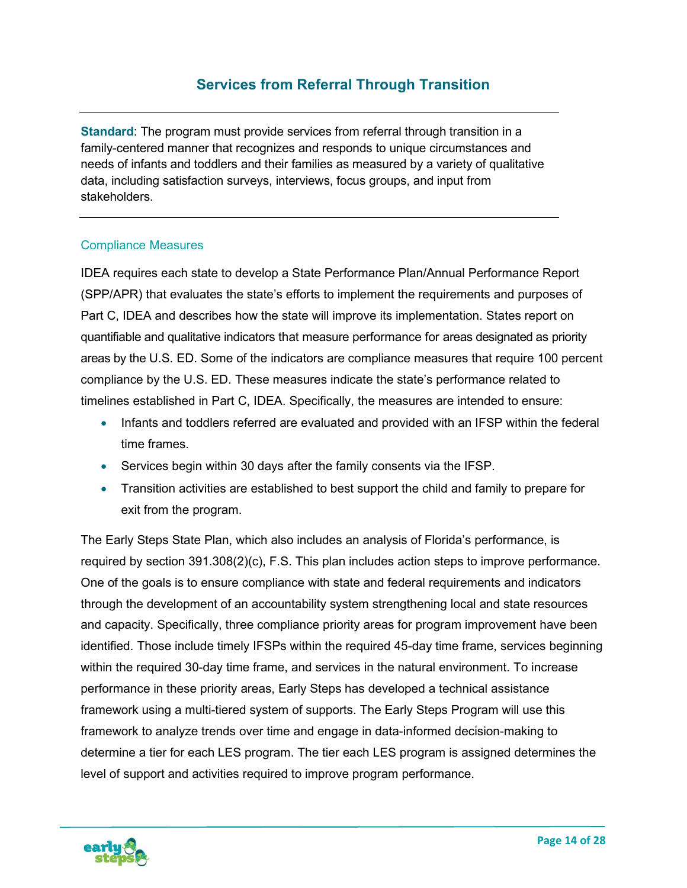## Services from Referral Through Transition

---

**Standard**: The program must provide services from referral through transition in a family-centered manner that recognizes and responds to unique circumstances and needs of infants and toddlers and their families as measured by a variety of qualitative data, including satisfaction surveys, interviews, focus groups, and input from stakeholders.

---

### Compliance Measures

IDEA requires each state to develop a State Performance Plan/Annual Performance Report (SPP/APR) that evaluates the state's efforts to implement the requirements and purposes of Part C, IDEA and describes how the state will improve its implementation. States report on quantifiable and qualitative indicators that measure performance for areas designated as priority areas by the U.S. ED. Some of the indicators are compliance measures that require 100 percent compliance by the U.S. ED. These measures indicate the state's performance related to timelines established in Part C, IDEA. Specifically, the measures are intended to ensure:

- Infants and toddlers referred are evaluated and provided with an IFSP within the federal time frames.
- Services begin within 30 days after the family consents via the IFSP.
- Transition activities are established to best support the child and family to prepare for exit from the program.

The Early Steps State Plan, which also includes an analysis of Florida's performance, is required by section 391.308(2)(c), F.S. This plan includes action steps to improve performance. One of the goals is to ensure compliance with state and federal requirements and indicators through the development of an accountability system strengthening local and state resources and capacity. Specifically, three compliance priority areas for program improvement have been identified. Those include timely IFSPs within the required 45-day time frame, services beginning within the required 30-day time frame, and services in the natural environment. To increase performance in these priority areas, Early Steps has developed a technical assistance framework using a multi-tiered system of supports. The Early Steps Program will use this framework to analyze trends over time and engage in data-informed decision-making to determine a tier for each LES program. The tier each LES program is assigned determines the level of support and activities required to improve program performance.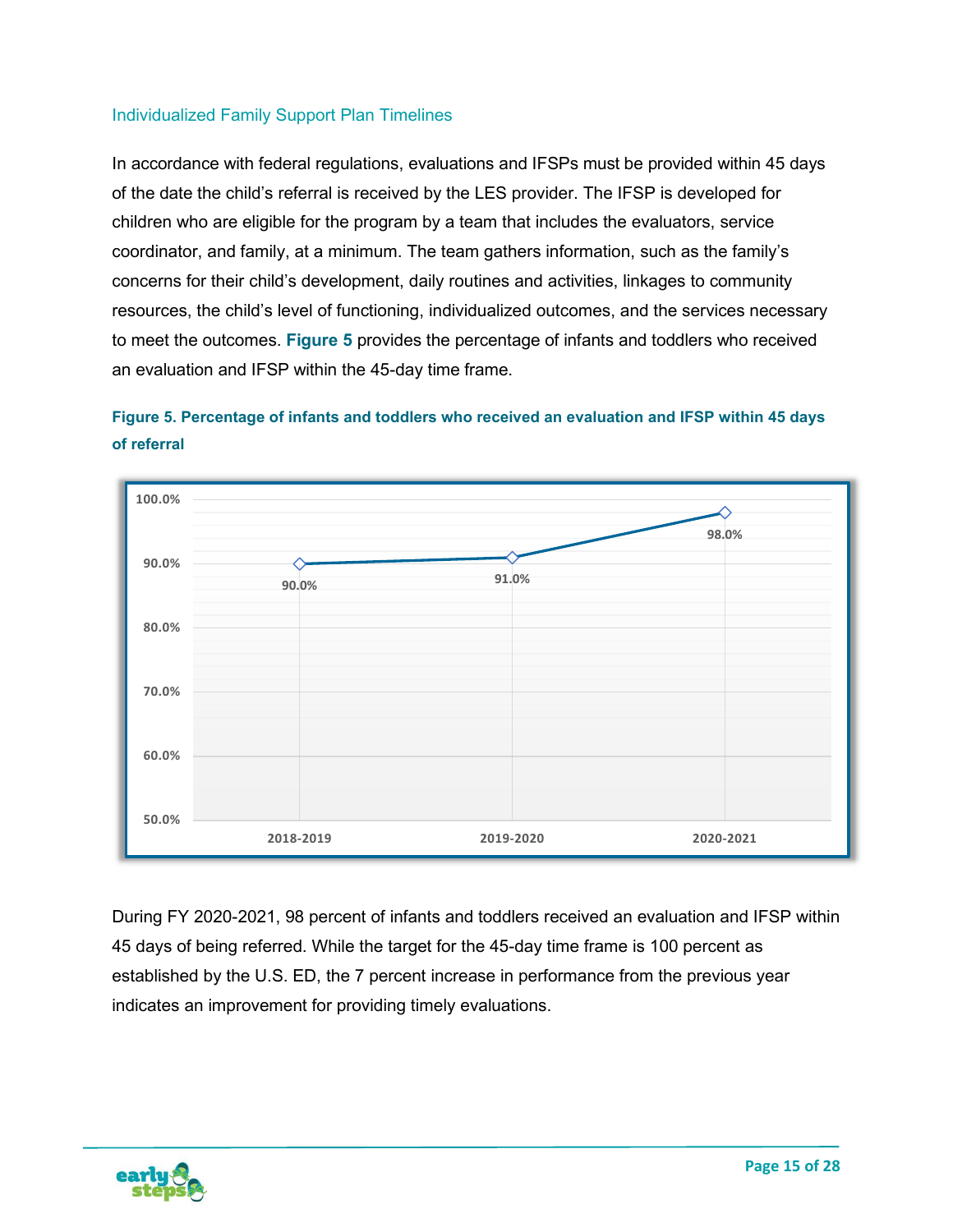## Individualized Family Support Plan Timelines

In accordance with federal regulations, evaluations and IFSPs must be provided within 45 days of the date the child's referral is received by the LES provider. The IFSP is developed for children who are eligible for the program by a team that includes the evaluators, service coordinator, and family, at a minimum. The team gathers information, such as the family's concerns for their child's development, daily routines and activities, linkages to community resources, the child's level of functioning, individualized outcomes, and the services necessary to meet the outcomes. **Figure 5** provides the percentage of infants and toddlers who received an evaluation and IFSP within the 45-day time frame.

**Figure 5. Percentage of infants and toddlers who received an evaluation and IFSP within 45 days of referral**

| Year | Percentage |
|---|---|
| 2018-2019 | 90.0% |
| 2019-2020 | 91.0% |
| 2020-2021 | 98.0% |

During FY 2020-2021, 98 percent of infants and toddlers received an evaluation and IFSP within 45 days of being referred. While the target for the 45-day time frame is 100 percent as established by the U.S. ED, the 7 percent increase in performance from the previous year indicates an improvement for providing timely evaluations.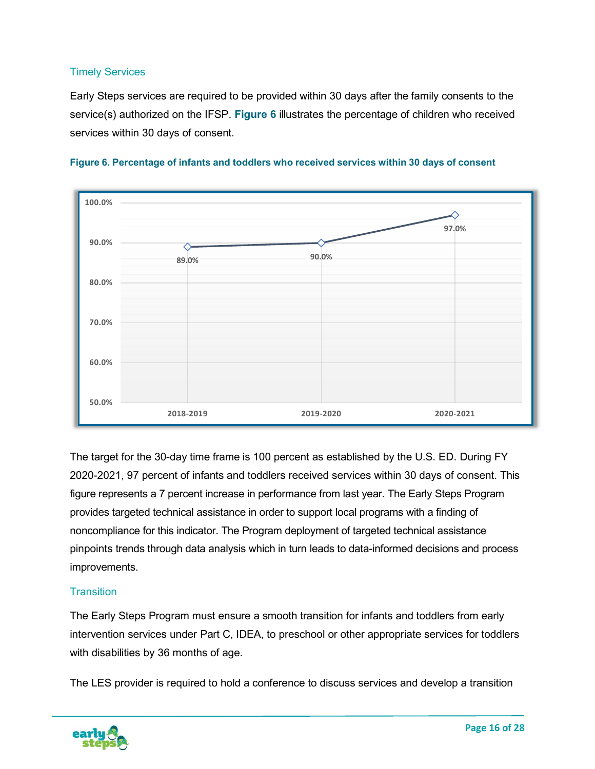### Timely Services

Early Steps services are required to be provided within 30 days after the family consents to the service(s) authorized on the IFSP. **Figure 6** illustrates the percentage of children who received services within 30 days of consent.

**Figure 6. Percentage of infants and toddlers who received services within 30 days of consent**

| Year | Percentage |
|---|---|
| 2018-2019 | 89.0% |
| 2019-2020 | 90.0% |
| 2020-2021 | 97.0% |

The target for the 30-day time frame is 100 percent as established by the U.S. ED. During FY 2020-2021, 97 percent of infants and toddlers received services within 30 days of consent. This figure represents a 7 percent increase in performance from last year. The Early Steps Program provides targeted technical assistance in order to support local programs with a finding of noncompliance for this indicator. The Program deployment of targeted technical assistance pinpoints trends through data analysis which in turn leads to data-informed decisions and process improvements.

### Transition

The Early Steps Program must ensure a smooth transition for infants and toddlers from early intervention services under Part C, IDEA, to preschool or other appropriate services for toddlers with disabilities by 36 months of age.

The LES provider is required to hold a conference to discuss services and develop a transition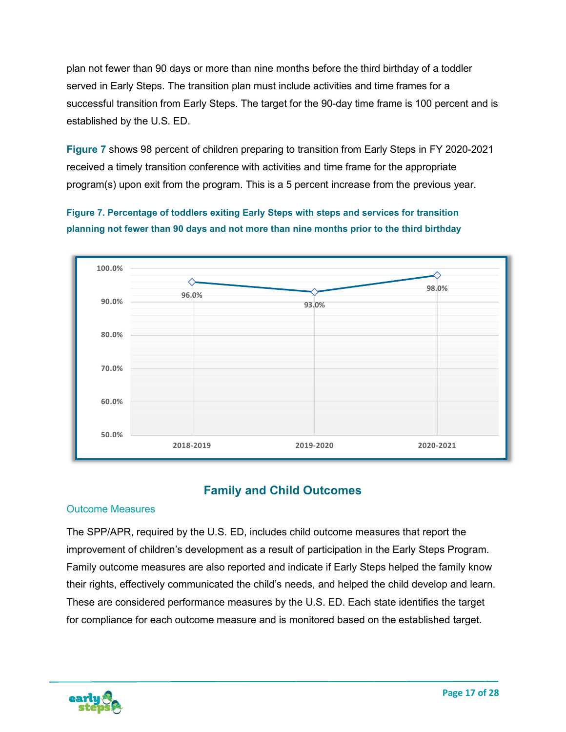plan not fewer than 90 days or more than nine months before the third birthday of a toddler served in Early Steps. The transition plan must include activities and time frames for a successful transition from Early Steps. The target for the 90-day time frame is 100 percent and is established by the U.S. ED.

**Figure 7** shows 98 percent of children preparing to transition from Early Steps in FY 2020-2021 received a timely transition conference with activities and time frame for the appropriate program(s) upon exit from the program. This is a 5 percent increase from the previous year.

**Figure 7. Percentage of toddlers exiting Early Steps with steps and services for transition planning not fewer than 90 days and not more than nine months prior to the third birthday**

| Year | Percentage |
|---|---|
| 2018-2019 | 96.0% |
| 2019-2020 | 93.0% |
| 2020-2021 | 98.0% |

## Family and Child Outcomes

### Outcome Measures

The SPP/APR, required by the U.S. ED, includes child outcome measures that report the improvement of children's development as a result of participation in the Early Steps Program. Family outcome measures are also reported and indicate if Early Steps helped the family know their rights, effectively communicated the child's needs, and helped the child develop and learn. These are considered performance measures by the U.S. ED. Each state identifies the target for compliance for each outcome measure and is monitored based on the established target.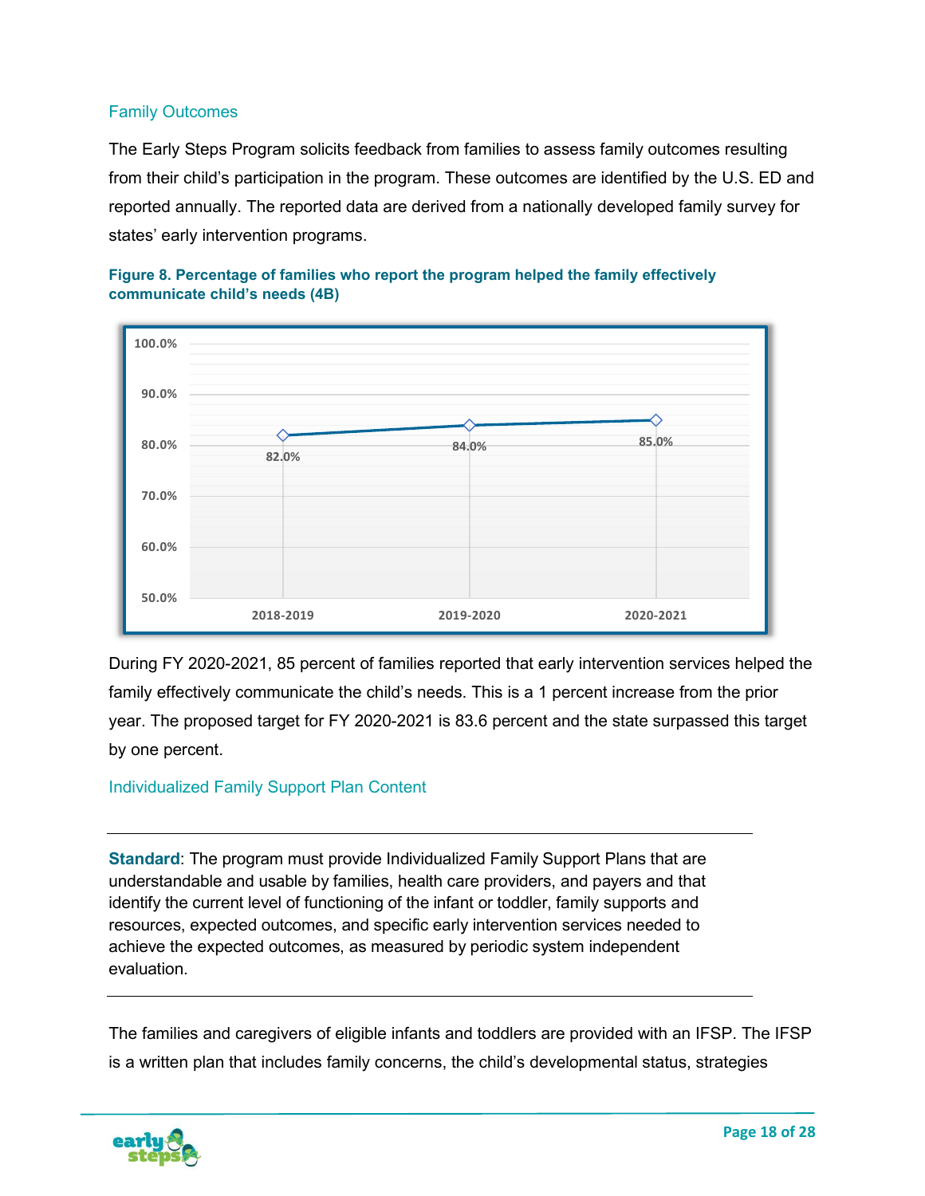## Family Outcomes

The Early Steps Program solicits feedback from families to assess family outcomes resulting from their child's participation in the program. These outcomes are identified by the U.S. ED and reported annually. The reported data are derived from a nationally developed family survey for states' early intervention programs.

**Figure 8. Percentage of families who report the program helped the family effectively communicate child's needs (4B)**

| Year | Percentage |
|---|---|
| 2018-2019 | 82.0% |
| 2019-2020 | 84.0% |
| 2020-2021 | 85.0% |

During FY 2020-2021, 85 percent of families reported that early intervention services helped the family effectively communicate the child's needs. This is a 1 percent increase from the prior year. The proposed target for FY 2020-2021 is 83.6 percent and the state surpassed this target by one percent.

## Individualized Family Support Plan Content

---

**Standard**: The program must provide Individualized Family Support Plans that are understandable and usable by families, health care providers, and payers and that identify the current level of functioning of the infant or toddler, family supports and resources, expected outcomes, and specific early intervention services needed to achieve the expected outcomes, as measured by periodic system independent evaluation.

---

The families and caregivers of eligible infants and toddlers are provided with an IFSP. The IFSP is a written plan that includes family concerns, the child's developmental status, strategies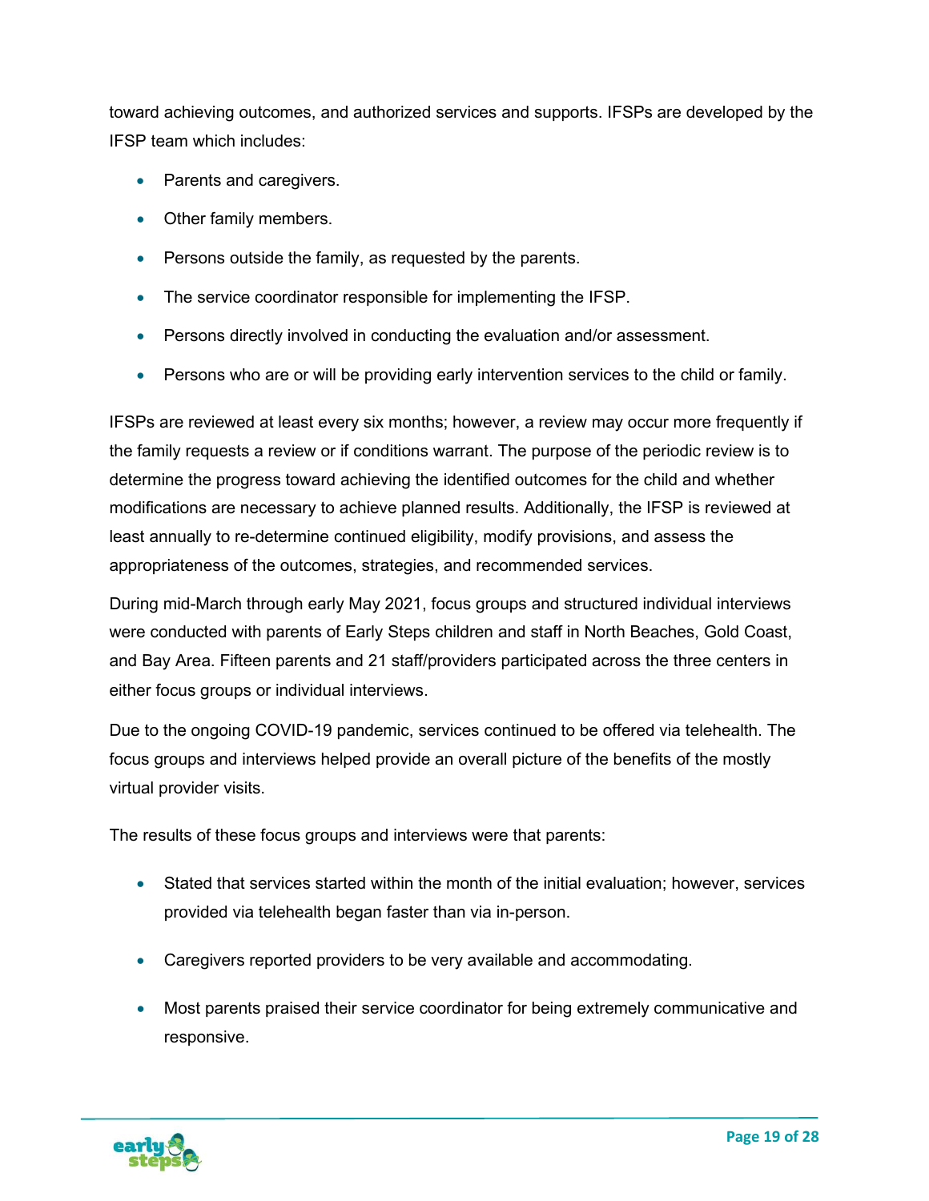toward achieving outcomes, and authorized services and supports. IFSPs are developed by the IFSP team which includes:

- Parents and caregivers.
- Other family members.
- Persons outside the family, as requested by the parents.
- The service coordinator responsible for implementing the IFSP.
- Persons directly involved in conducting the evaluation and/or assessment.
- Persons who are or will be providing early intervention services to the child or family.

IFSPs are reviewed at least every six months; however, a review may occur more frequently if the family requests a review or if conditions warrant. The purpose of the periodic review is to determine the progress toward achieving the identified outcomes for the child and whether modifications are necessary to achieve planned results. Additionally, the IFSP is reviewed at least annually to re-determine continued eligibility, modify provisions, and assess the appropriateness of the outcomes, strategies, and recommended services.

During mid-March through early May 2021, focus groups and structured individual interviews were conducted with parents of Early Steps children and staff in North Beaches, Gold Coast, and Bay Area. Fifteen parents and 21 staff/providers participated across the three centers in either focus groups or individual interviews.

Due to the ongoing COVID-19 pandemic, services continued to be offered via telehealth. The focus groups and interviews helped provide an overall picture of the benefits of the mostly virtual provider visits.

The results of these focus groups and interviews were that parents:

- Stated that services started within the month of the initial evaluation; however, services provided via telehealth began faster than via in-person.
- Caregivers reported providers to be very available and accommodating.
- Most parents praised their service coordinator for being extremely communicative and responsive.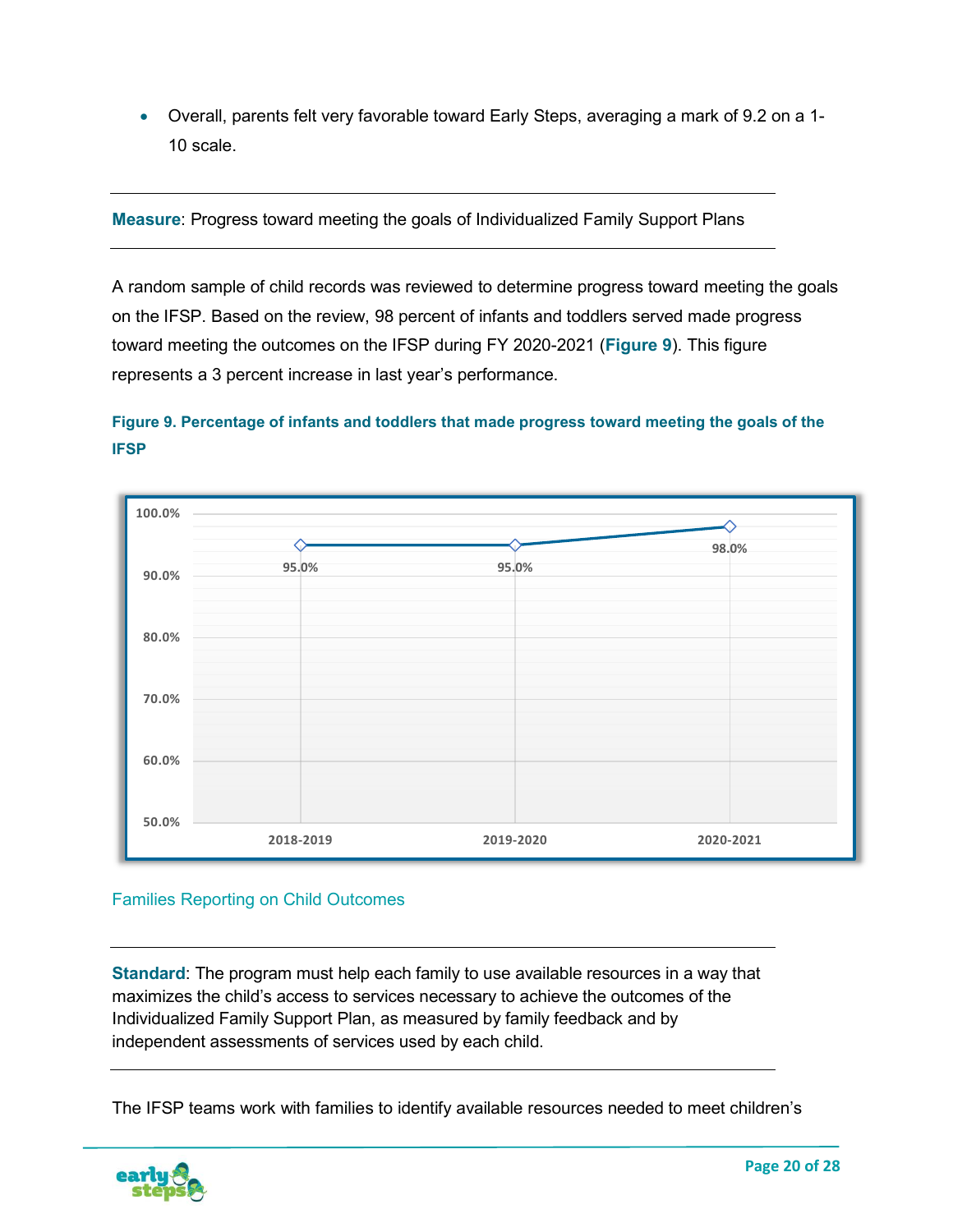- Overall, parents felt very favorable toward Early Steps, averaging a mark of 9.2 on a 1-10 scale.

---

**Measure**: Progress toward meeting the goals of Individualized Family Support Plans

---

A random sample of child records was reviewed to determine progress toward meeting the goals on the IFSP. Based on the review, 98 percent of infants and toddlers served made progress toward meeting the outcomes on the IFSP during FY 2020-2021 (**Figure 9**). This figure represents a 3 percent increase in last year's performance.

**Figure 9. Percentage of infants and toddlers that made progress toward meeting the goals of the IFSP**

| Fiscal Year | Percentage |
|---|---|
| 2018-2019 | 95.0% |
| 2019-2020 | 95.0% |
| 2020-2021 | 98.0% |

## Families Reporting on Child Outcomes

---

**Standard**: The program must help each family to use available resources in a way that maximizes the child's access to services necessary to achieve the outcomes of the Individualized Family Support Plan, as measured by family feedback and by independent assessments of services used by each child.

---

The IFSP teams work with families to identify available resources needed to meet children's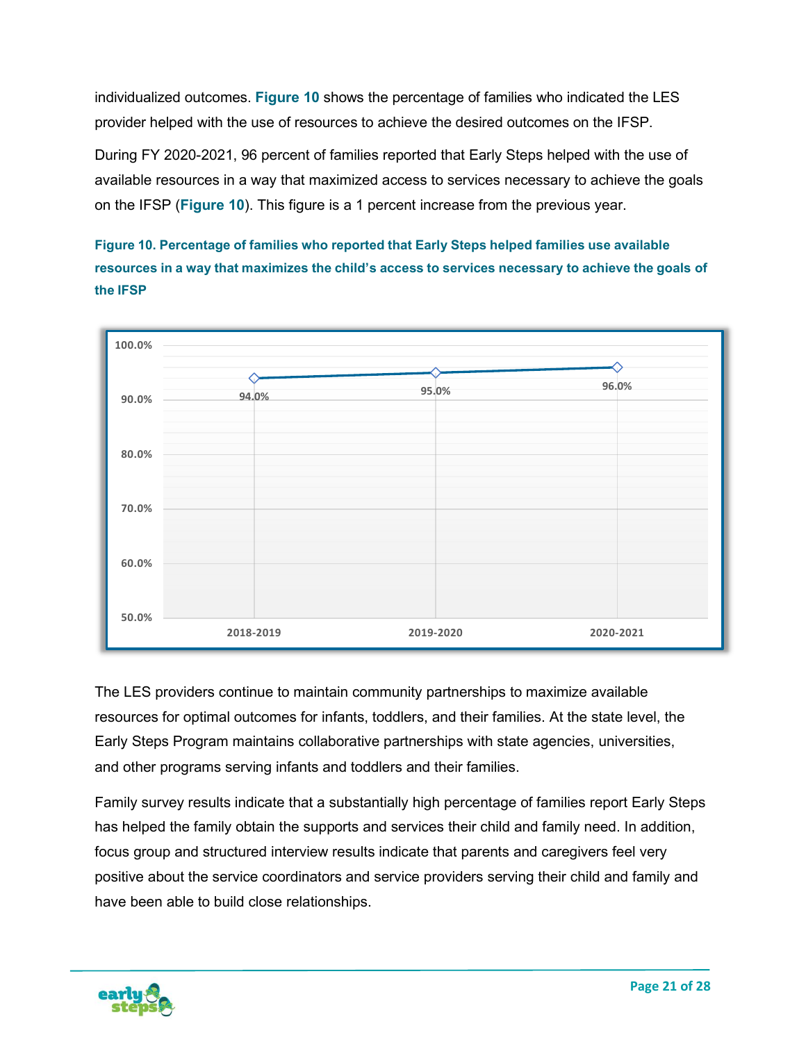individualized outcomes. **Figure 10** shows the percentage of families who indicated the LES provider helped with the use of resources to achieve the desired outcomes on the IFSP.

During FY 2020-2021, 96 percent of families reported that Early Steps helped with the use of available resources in a way that maximized access to services necessary to achieve the goals on the IFSP (**Figure 10**). This figure is a 1 percent increase from the previous year.

**Figure 10. Percentage of families who reported that Early Steps helped families use available resources in a way that maximizes the child's access to services necessary to achieve the goals of the IFSP**

| Year | Percentage |
|---|---|
| 2018-2019 | 94.0% |
| 2019-2020 | 95.0% |
| 2020-2021 | 96.0% |

The LES providers continue to maintain community partnerships to maximize available resources for optimal outcomes for infants, toddlers, and their families. At the state level, the Early Steps Program maintains collaborative partnerships with state agencies, universities, and other programs serving infants and toddlers and their families.

Family survey results indicate that a substantially high percentage of families report Early Steps has helped the family obtain the supports and services their child and family need. In addition, focus group and structured interview results indicate that parents and caregivers feel very positive about the service coordinators and service providers serving their child and family and have been able to build close relationships.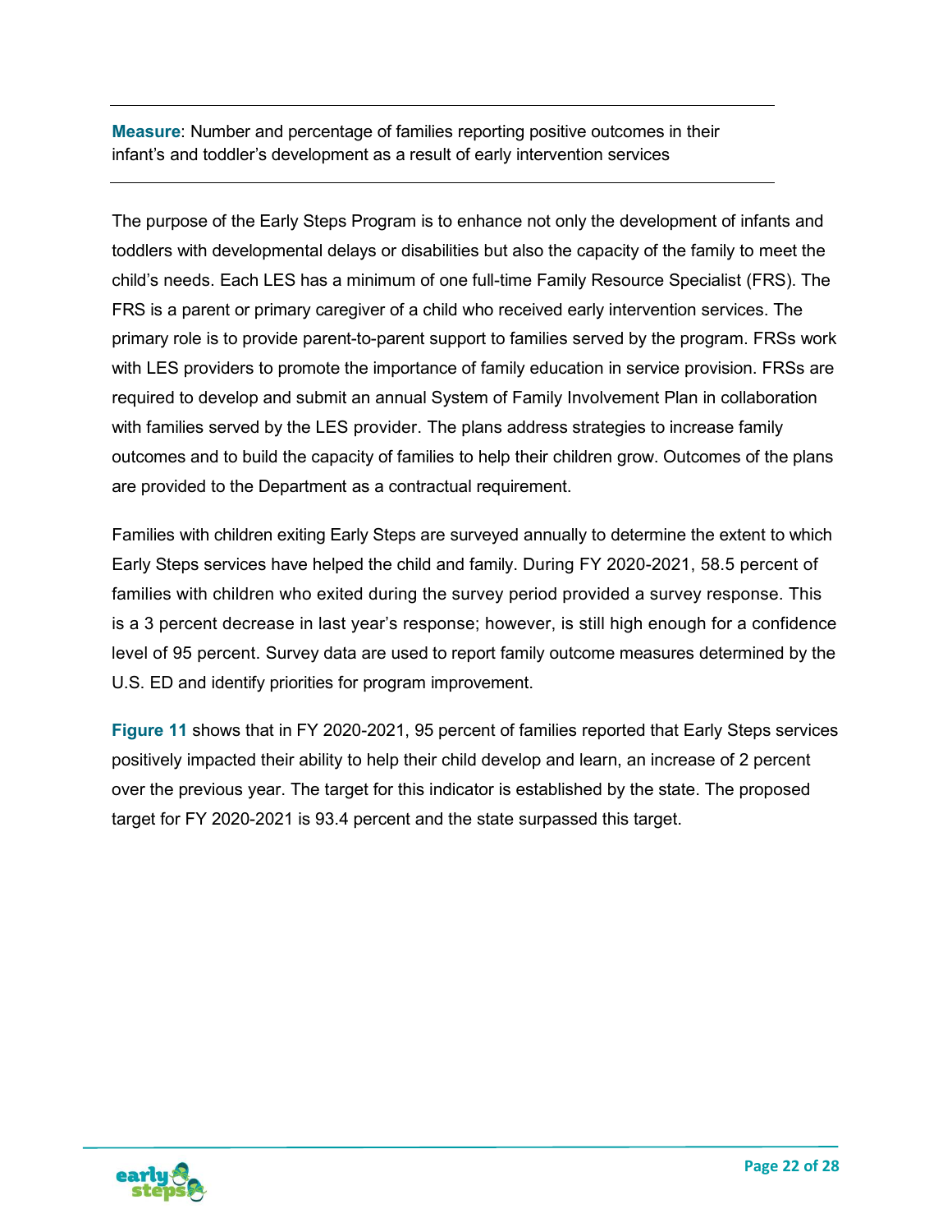**Measure**: Number and percentage of families reporting positive outcomes in their infant's and toddler's development as a result of early intervention services

The purpose of the Early Steps Program is to enhance not only the development of infants and toddlers with developmental delays or disabilities but also the capacity of the family to meet the child's needs. Each LES has a minimum of one full-time Family Resource Specialist (FRS). The FRS is a parent or primary caregiver of a child who received early intervention services. The primary role is to provide parent-to-parent support to families served by the program. FRSs work with LES providers to promote the importance of family education in service provision. FRSs are required to develop and submit an annual System of Family Involvement Plan in collaboration with families served by the LES provider. The plans address strategies to increase family outcomes and to build the capacity of families to help their children grow. Outcomes of the plans are provided to the Department as a contractual requirement.

Families with children exiting Early Steps are surveyed annually to determine the extent to which Early Steps services have helped the child and family. During FY 2020-2021, 58.5 percent of families with children who exited during the survey period provided a survey response. This is a 3 percent decrease in last year's response; however, is still high enough for a confidence level of 95 percent. Survey data are used to report family outcome measures determined by the U.S. ED and identify priorities for program improvement.

**Figure 11** shows that in FY 2020-2021, 95 percent of families reported that Early Steps services positively impacted their ability to help their child develop and learn, an increase of 2 percent over the previous year. The target for this indicator is established by the state. The proposed target for FY 2020-2021 is 93.4 percent and the state surpassed this target.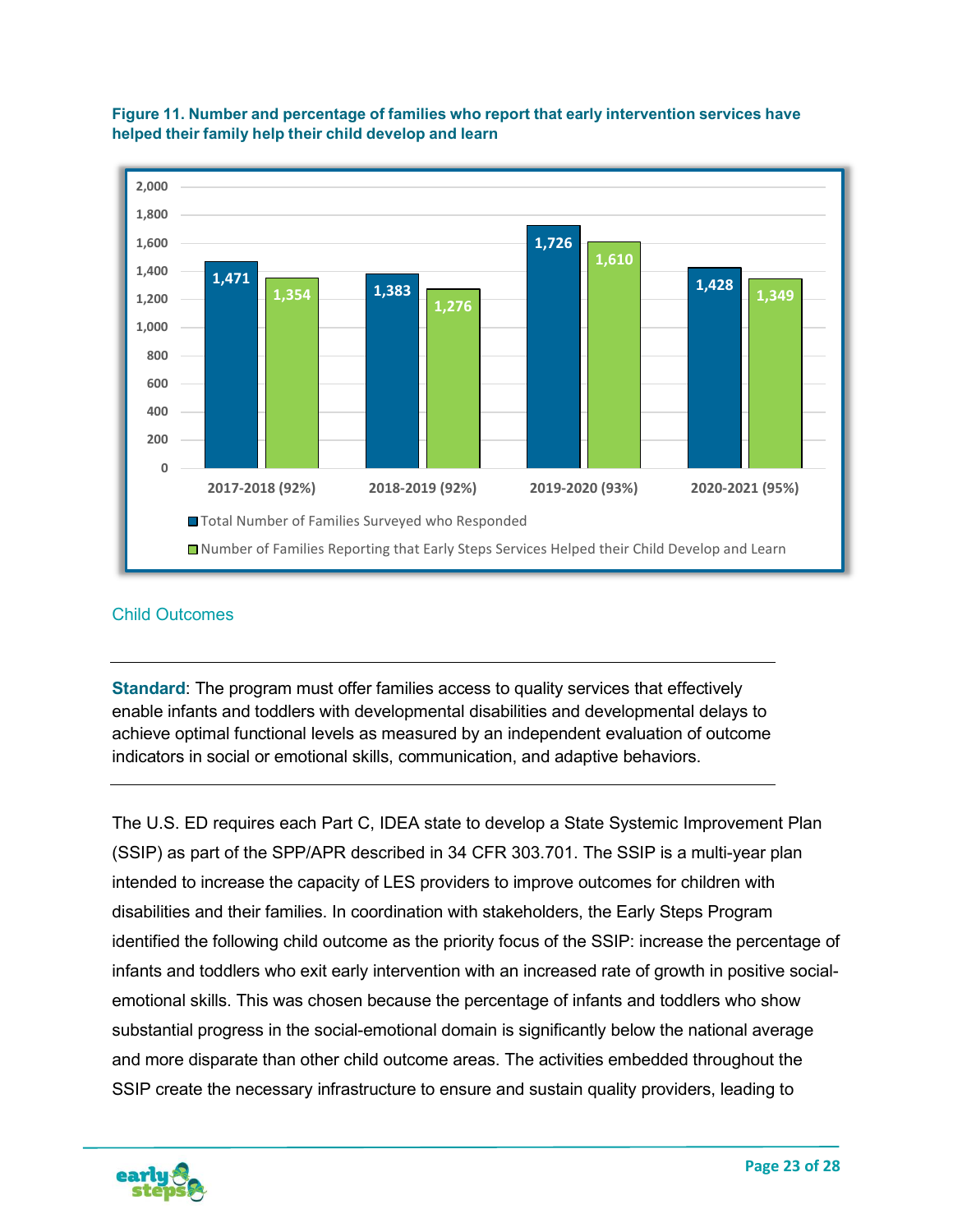**Figure 11. Number and percentage of families who report that early intervention services have helped their family help their child develop and learn**

| Year | Total Number of Families Surveyed who Responded | Number of Families Reporting that Early Steps Services Helped their Child Develop and Learn |
|---|---|---|
| 2017-2018 (92%) | 1,471 | 1,354 |
| 2018-2019 (92%) | 1,383 | 1,276 |
| 2019-2020 (93%) | 1,726 | 1,610 |
| 2020-2021 (95%) | 1,428 | 1,349 |

## Child Outcomes

---

**Standard**: The program must offer families access to quality services that effectively enable infants and toddlers with developmental disabilities and developmental delays to achieve optimal functional levels as measured by an independent evaluation of outcome indicators in social or emotional skills, communication, and adaptive behaviors.

---

The U.S. ED requires each Part C, IDEA state to develop a State Systemic Improvement Plan (SSIP) as part of the SPP/APR described in 34 CFR 303.701. The SSIP is a multi-year plan intended to increase the capacity of LES providers to improve outcomes for children with disabilities and their families. In coordination with stakeholders, the Early Steps Program identified the following child outcome as the priority focus of the SSIP: increase the percentage of infants and toddlers who exit early intervention with an increased rate of growth in positive social-emotional skills. This was chosen because the percentage of infants and toddlers who show substantial progress in the social-emotional domain is significantly below the national average and more disparate than other child outcome areas. The activities embedded throughout the SSIP create the necessary infrastructure to ensure and sustain quality providers, leading to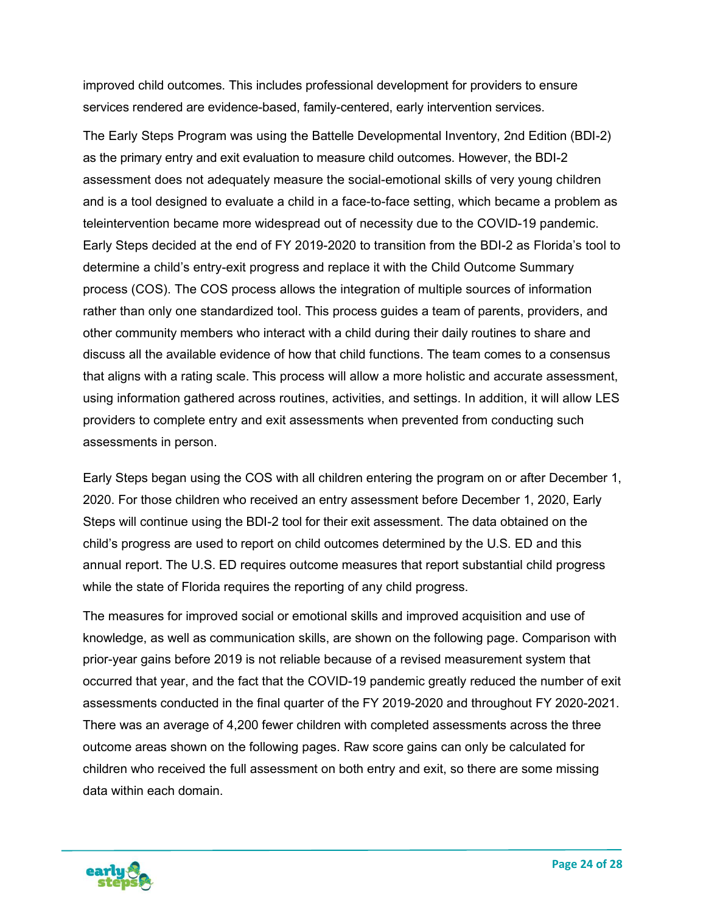improved child outcomes. This includes professional development for providers to ensure services rendered are evidence-based, family-centered, early intervention services.

The Early Steps Program was using the Battelle Developmental Inventory, 2nd Edition (BDI-2) as the primary entry and exit evaluation to measure child outcomes. However, the BDI-2 assessment does not adequately measure the social-emotional skills of very young children and is a tool designed to evaluate a child in a face-to-face setting, which became a problem as teleintervention became more widespread out of necessity due to the COVID-19 pandemic. Early Steps decided at the end of FY 2019-2020 to transition from the BDI-2 as Florida's tool to determine a child's entry-exit progress and replace it with the Child Outcome Summary process (COS). The COS process allows the integration of multiple sources of information rather than only one standardized tool. This process guides a team of parents, providers, and other community members who interact with a child during their daily routines to share and discuss all the available evidence of how that child functions. The team comes to a consensus that aligns with a rating scale. This process will allow a more holistic and accurate assessment, using information gathered across routines, activities, and settings. In addition, it will allow LES providers to complete entry and exit assessments when prevented from conducting such assessments in person.

Early Steps began using the COS with all children entering the program on or after December 1, 2020. For those children who received an entry assessment before December 1, 2020, Early Steps will continue using the BDI-2 tool for their exit assessment. The data obtained on the child's progress are used to report on child outcomes determined by the U.S. ED and this annual report. The U.S. ED requires outcome measures that report substantial child progress while the state of Florida requires the reporting of any child progress.

The measures for improved social or emotional skills and improved acquisition and use of knowledge, as well as communication skills, are shown on the following page. Comparison with prior-year gains before 2019 is not reliable because of a revised measurement system that occurred that year, and the fact that the COVID-19 pandemic greatly reduced the number of exit assessments conducted in the final quarter of the FY 2019-2020 and throughout FY 2020-2021. There was an average of 4,200 fewer children with completed assessments across the three outcome areas shown on the following pages. Raw score gains can only be calculated for children who received the full assessment on both entry and exit, so there are some missing data within each domain.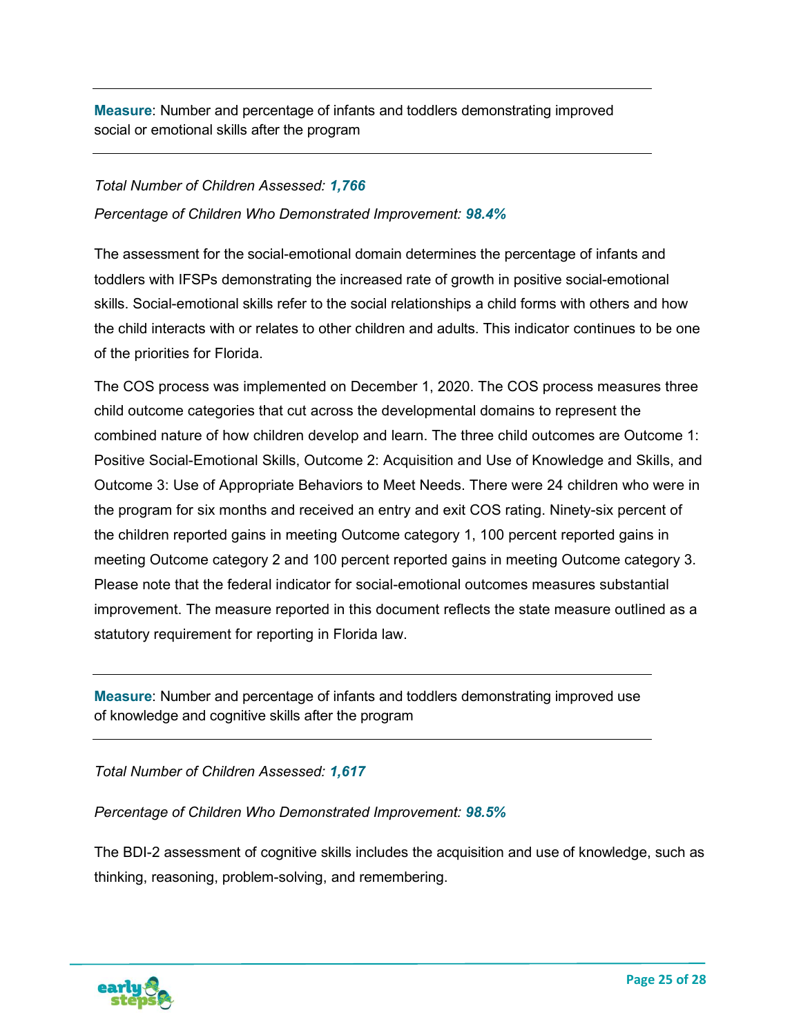---

**Measure**: Number and percentage of infants and toddlers demonstrating improved social or emotional skills after the program

---

*Total Number of Children Assessed:* ***1,766***

*Percentage of Children Who Demonstrated Improvement:* ***98.4%***

The assessment for the social-emotional domain determines the percentage of infants and toddlers with IFSPs demonstrating the increased rate of growth in positive social-emotional skills. Social-emotional skills refer to the social relationships a child forms with others and how the child interacts with or relates to other children and adults. This indicator continues to be one of the priorities for Florida.

The COS process was implemented on December 1, 2020. The COS process measures three child outcome categories that cut across the developmental domains to represent the combined nature of how children develop and learn. The three child outcomes are Outcome 1: Positive Social-Emotional Skills, Outcome 2: Acquisition and Use of Knowledge and Skills, and Outcome 3: Use of Appropriate Behaviors to Meet Needs. There were 24 children who were in the program for six months and received an entry and exit COS rating. Ninety-six percent of the children reported gains in meeting Outcome category 1, 100 percent reported gains in meeting Outcome category 2 and 100 percent reported gains in meeting Outcome category 3. Please note that the federal indicator for social-emotional outcomes measures substantial improvement. The measure reported in this document reflects the state measure outlined as a statutory requirement for reporting in Florida law.

---

**Measure**: Number and percentage of infants and toddlers demonstrating improved use of knowledge and cognitive skills after the program

---

*Total Number of Children Assessed:* ***1,617***

*Percentage of Children Who Demonstrated Improvement:* ***98.5%***

The BDI-2 assessment of cognitive skills includes the acquisition and use of knowledge, such as thinking, reasoning, problem-solving, and remembering.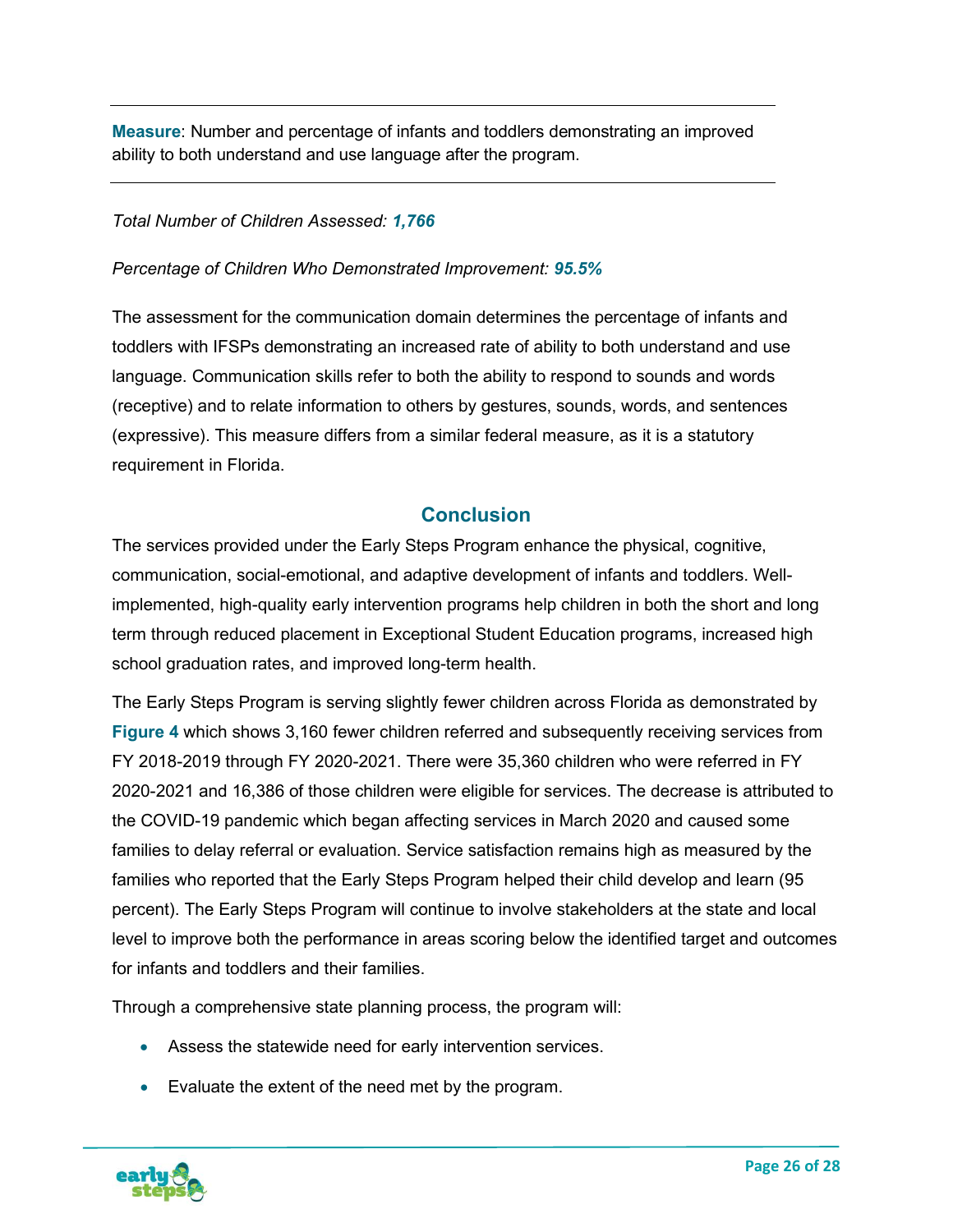**Measure**: Number and percentage of infants and toddlers demonstrating an improved ability to both understand and use language after the program.

*Total Number of Children Assessed:* ***1,766***

*Percentage of Children Who Demonstrated Improvement:* ***95.5%***

The assessment for the communication domain determines the percentage of infants and toddlers with IFSPs demonstrating an increased rate of ability to both understand and use language. Communication skills refer to both the ability to respond to sounds and words (receptive) and to relate information to others by gestures, sounds, words, and sentences (expressive). This measure differs from a similar federal measure, as it is a statutory requirement in Florida.

## Conclusion

The services provided under the Early Steps Program enhance the physical, cognitive, communication, social-emotional, and adaptive development of infants and toddlers. Well-implemented, high-quality early intervention programs help children in both the short and long term through reduced placement in Exceptional Student Education programs, increased high school graduation rates, and improved long-term health.

The Early Steps Program is serving slightly fewer children across Florida as demonstrated by **Figure 4** which shows 3,160 fewer children referred and subsequently receiving services from FY 2018-2019 through FY 2020-2021. There were 35,360 children who were referred in FY 2020-2021 and 16,386 of those children were eligible for services. The decrease is attributed to the COVID-19 pandemic which began affecting services in March 2020 and caused some families to delay referral or evaluation. Service satisfaction remains high as measured by the families who reported that the Early Steps Program helped their child develop and learn (95 percent). The Early Steps Program will continue to involve stakeholders at the state and local level to improve both the performance in areas scoring below the identified target and outcomes for infants and toddlers and their families.

Through a comprehensive state planning process, the program will:

- Assess the statewide need for early intervention services.
- Evaluate the extent of the need met by the program.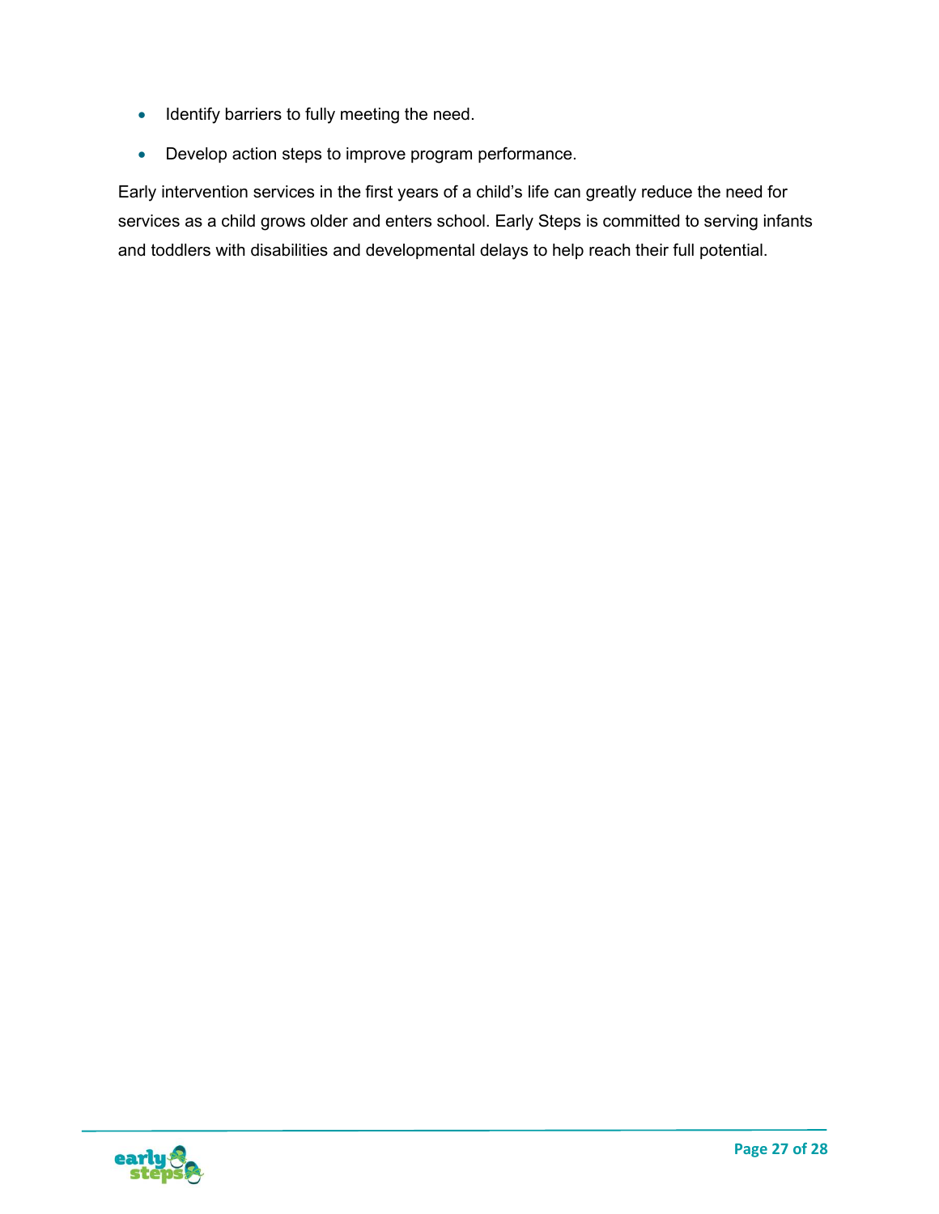- Identify barriers to fully meeting the need.
- Develop action steps to improve program performance.

Early intervention services in the first years of a child's life can greatly reduce the need for services as a child grows older and enters school. Early Steps is committed to serving infants and toddlers with disabilities and developmental delays to help reach their full potential.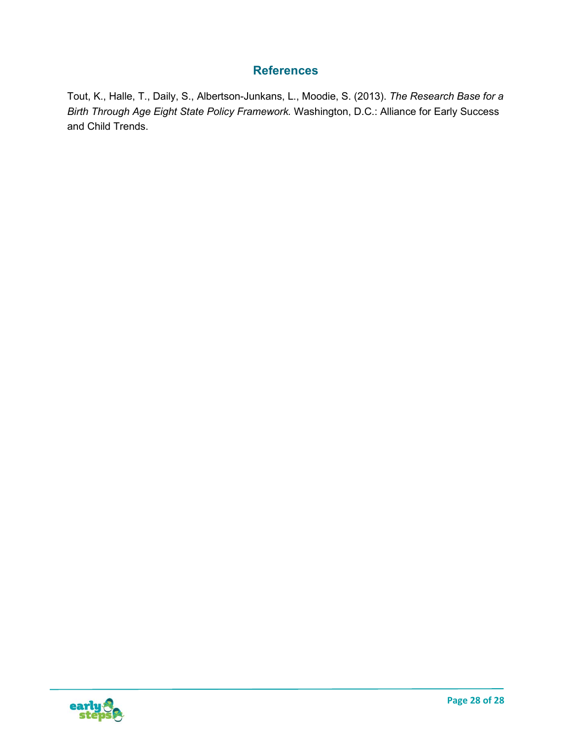## References

Tout, K., Halle, T., Daily, S., Albertson-Junkans, L., Moodie, S. (2013). *The Research Base for a Birth Through Age Eight State Policy Framework.* Washington, D.C.: Alliance for Early Success and Child Trends.